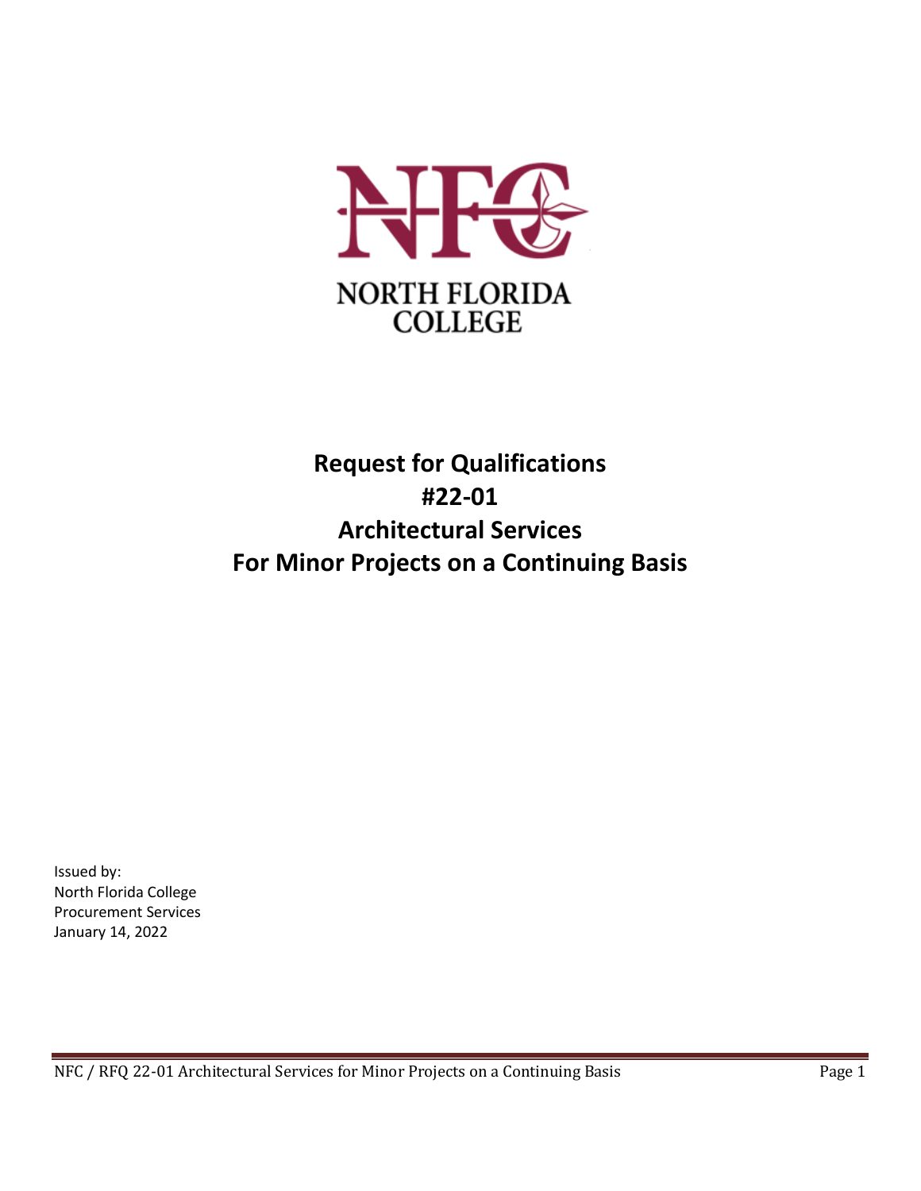NORTH FLORIDA COLLEGE

# Request for Qualifications
# #22-01
# Architectural Services
# For Minor Projects on a Continuing Basis

Issued by:
North Florida College
Procurement Services
January 14, 2022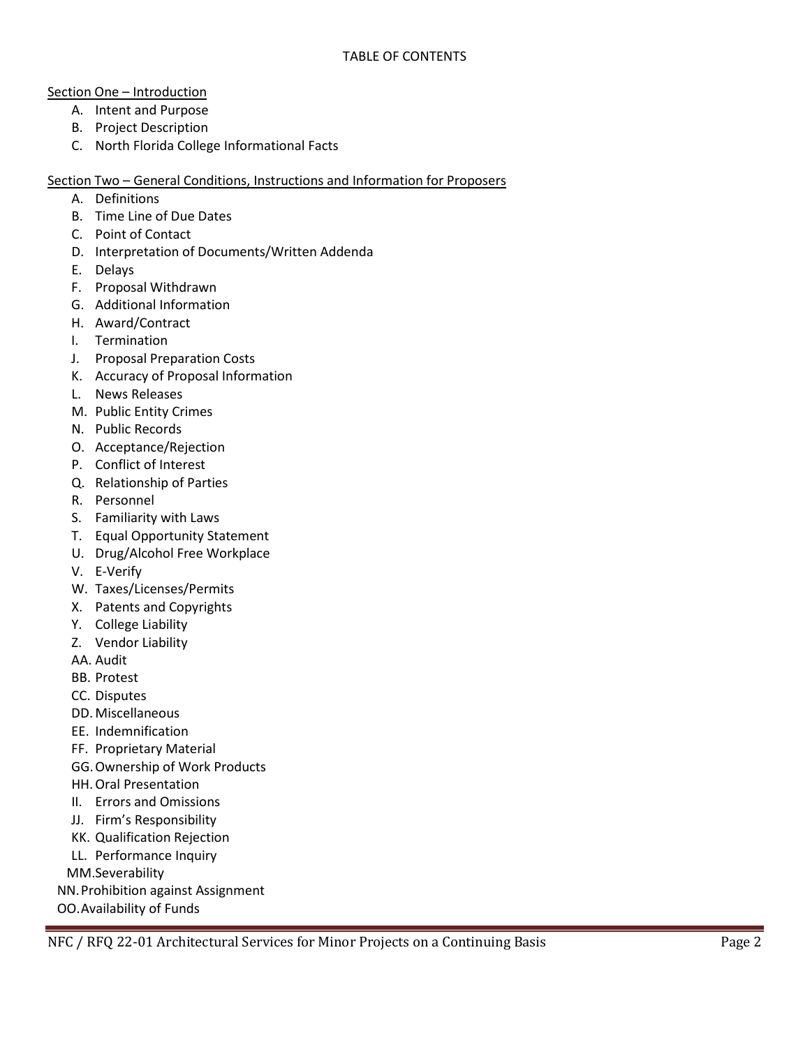# TABLE OF CONTENTS

Section One – Introduction

- A. Intent and Purpose
- B. Project Description
- C. North Florida College Informational Facts

Section Two – General Conditions, Instructions and Information for Proposers

- A. Definitions
- B. Time Line of Due Dates
- C. Point of Contact
- D. Interpretation of Documents/Written Addenda
- E. Delays
- F. Proposal Withdrawn
- G. Additional Information
- H. Award/Contract
- I. Termination
- J. Proposal Preparation Costs
- K. Accuracy of Proposal Information
- L. News Releases
- M. Public Entity Crimes
- N. Public Records
- O. Acceptance/Rejection
- P. Conflict of Interest
- Q. Relationship of Parties
- R. Personnel
- S. Familiarity with Laws
- T. Equal Opportunity Statement
- U. Drug/Alcohol Free Workplace
- V. E-Verify
- W. Taxes/Licenses/Permits
- X. Patents and Copyrights
- Y. College Liability
- Z. Vendor Liability
- AA. Audit
- BB. Protest
- CC. Disputes
- DD. Miscellaneous
- EE. Indemnification
- FF. Proprietary Material
- GG. Ownership of Work Products
- HH. Oral Presentation
- II. Errors and Omissions
- JJ. Firm's Responsibility
- KK. Qualification Rejection
- LL. Performance Inquiry
- MM. Severability
- NN. Prohibition against Assignment
- OO. Availability of Funds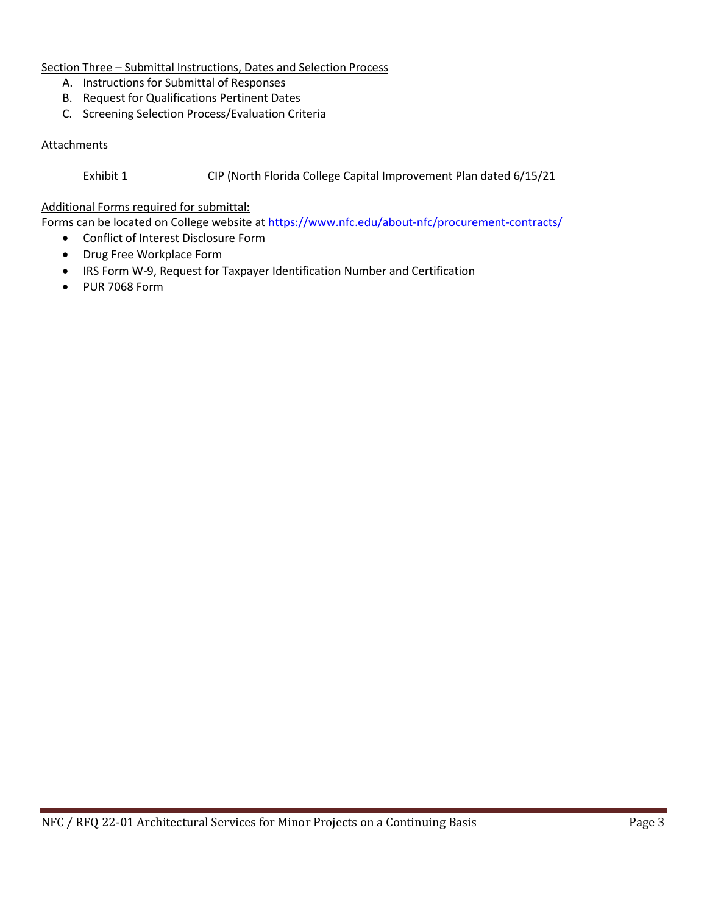Section Three – Submittal Instructions, Dates and Selection Process

A. Instructions for Submittal of Responses
B. Request for Qualifications Pertinent Dates
C. Screening Selection Process/Evaluation Criteria

Attachments

Exhibit 1 CIP (North Florida College Capital Improvement Plan dated 6/15/21

Additional Forms required for submittal:

Forms can be located on College website at https://www.nfc.edu/about-nfc/procurement-contracts/

- Conflict of Interest Disclosure Form
- Drug Free Workplace Form
- IRS Form W-9, Request for Taxpayer Identification Number and Certification
- PUR 7068 Form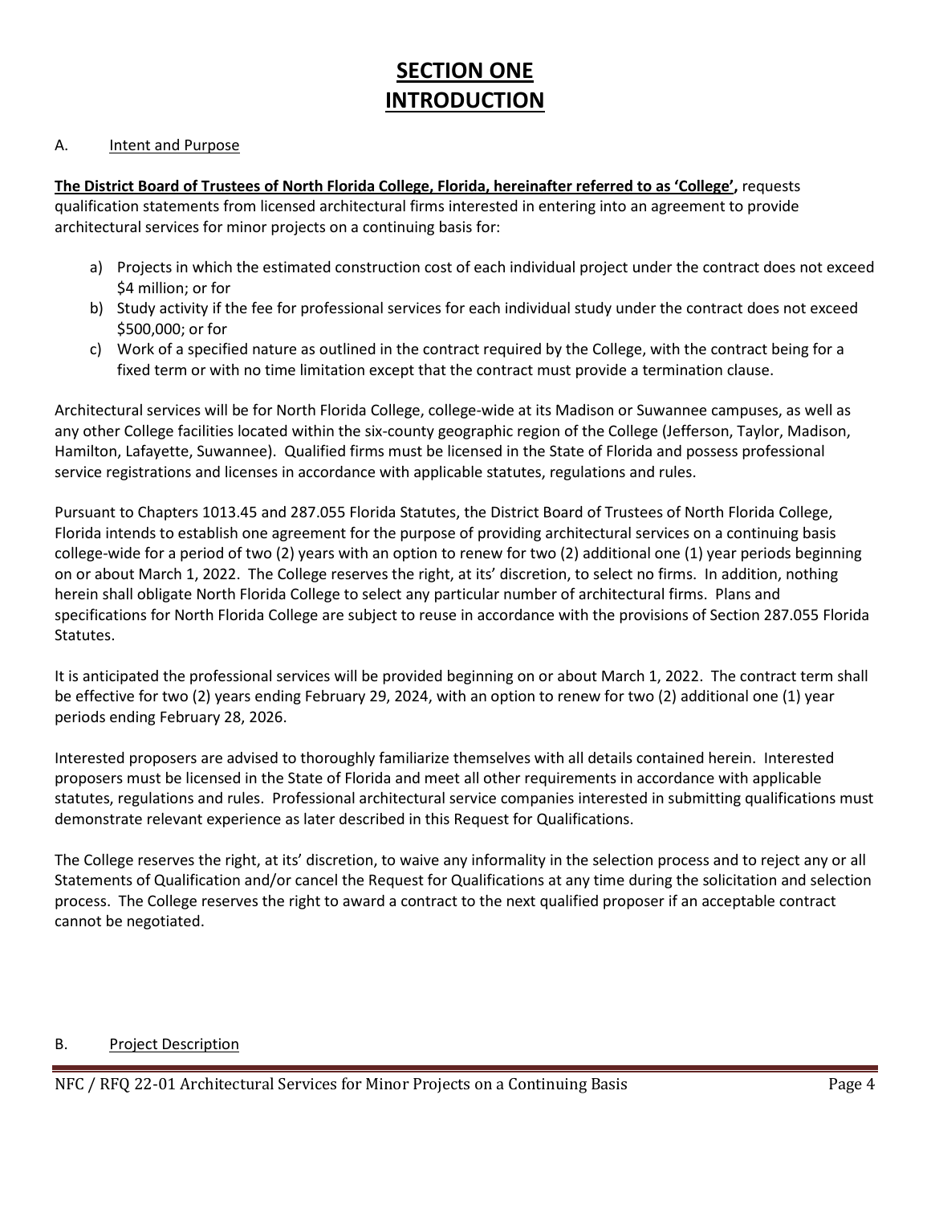# SECTION ONE
# INTRODUCTION

A. Intent and Purpose

**The District Board of Trustees of North Florida College, Florida, hereinafter referred to as 'College',** requests qualification statements from licensed architectural firms interested in entering into an agreement to provide architectural services for minor projects on a continuing basis for:

a) Projects in which the estimated construction cost of each individual project under the contract does not exceed $4 million; or for
b) Study activity if the fee for professional services for each individual study under the contract does not exceed $500,000; or for
c) Work of a specified nature as outlined in the contract required by the College, with the contract being for a fixed term or with no time limitation except that the contract must provide a termination clause.

Architectural services will be for North Florida College, college-wide at its Madison or Suwannee campuses, as well as any other College facilities located within the six-county geographic region of the College (Jefferson, Taylor, Madison, Hamilton, Lafayette, Suwannee). Qualified firms must be licensed in the State of Florida and possess professional service registrations and licenses in accordance with applicable statutes, regulations and rules.

Pursuant to Chapters 1013.45 and 287.055 Florida Statutes, the District Board of Trustees of North Florida College, Florida intends to establish one agreement for the purpose of providing architectural services on a continuing basis college-wide for a period of two (2) years with an option to renew for two (2) additional one (1) year periods beginning on or about March 1, 2022. The College reserves the right, at its' discretion, to select no firms. In addition, nothing herein shall obligate North Florida College to select any particular number of architectural firms. Plans and specifications for North Florida College are subject to reuse in accordance with the provisions of Section 287.055 Florida Statutes.

It is anticipated the professional services will be provided beginning on or about March 1, 2022. The contract term shall be effective for two (2) years ending February 29, 2024, with an option to renew for two (2) additional one (1) year periods ending February 28, 2026.

Interested proposers are advised to thoroughly familiarize themselves with all details contained herein. Interested proposers must be licensed in the State of Florida and meet all other requirements in accordance with applicable statutes, regulations and rules. Professional architectural service companies interested in submitting qualifications must demonstrate relevant experience as later described in this Request for Qualifications.

The College reserves the right, at its' discretion, to waive any informality in the selection process and to reject any or all Statements of Qualification and/or cancel the Request for Qualifications at any time during the solicitation and selection process. The College reserves the right to award a contract to the next qualified proposer if an acceptable contract cannot be negotiated.

B. Project Description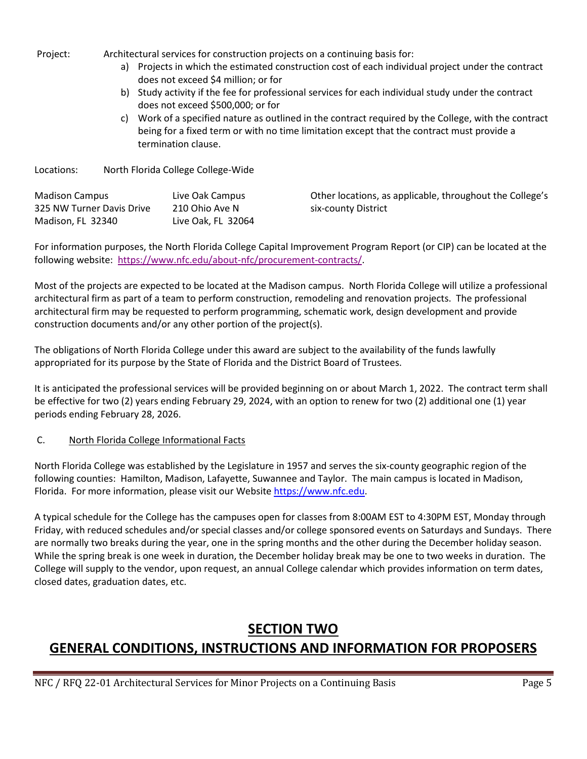Project: Architectural services for construction projects on a continuing basis for:

a) Projects in which the estimated construction cost of each individual project under the contract does not exceed $4 million; or for
b) Study activity if the fee for professional services for each individual study under the contract does not exceed $500,000; or for
c) Work of a specified nature as outlined in the contract required by the College, with the contract being for a fixed term or with no time limitation except that the contract must provide a termination clause.

Locations: North Florida College College-Wide

| Madison Campus | Live Oak Campus | Other locations, as applicable, throughout the College's six-county District |
|---|---|---|
| 325 NW Turner Davis Drive | 210 Ohio Ave N | |
| Madison, FL 32340 | Live Oak, FL 32064 | |

For information purposes, the North Florida College Capital Improvement Program Report (or CIP) can be located at the following website: [https://www.nfc.edu/about-nfc/procurement-contracts/](https://www.nfc.edu/about-nfc/procurement-contracts/).

Most of the projects are expected to be located at the Madison campus. North Florida College will utilize a professional architectural firm as part of a team to perform construction, remodeling and renovation projects. The professional architectural firm may be requested to perform programming, schematic work, design development and provide construction documents and/or any other portion of the project(s).

The obligations of North Florida College under this award are subject to the availability of the funds lawfully appropriated for its purpose by the State of Florida and the District Board of Trustees.

It is anticipated the professional services will be provided beginning on or about March 1, 2022. The contract term shall be effective for two (2) years ending February 29, 2024, with an option to renew for two (2) additional one (1) year periods ending February 28, 2026.

C. North Florida College Informational Facts

North Florida College was established by the Legislature in 1957 and serves the six-county geographic region of the following counties: Hamilton, Madison, Lafayette, Suwannee and Taylor. The main campus is located in Madison, Florida. For more information, please visit our Website [https://www.nfc.edu](https://www.nfc.edu).

A typical schedule for the College has the campuses open for classes from 8:00AM EST to 4:30PM EST, Monday through Friday, with reduced schedules and/or special classes and/or college sponsored events on Saturdays and Sundays. There are normally two breaks during the year, one in the spring months and the other during the December holiday season. While the spring break is one week in duration, the December holiday break may be one to two weeks in duration. The College will supply to the vendor, upon request, an annual College calendar which provides information on term dates, closed dates, graduation dates, etc.

# SECTION TWO

# GENERAL CONDITIONS, INSTRUCTIONS AND INFORMATION FOR PROPOSERS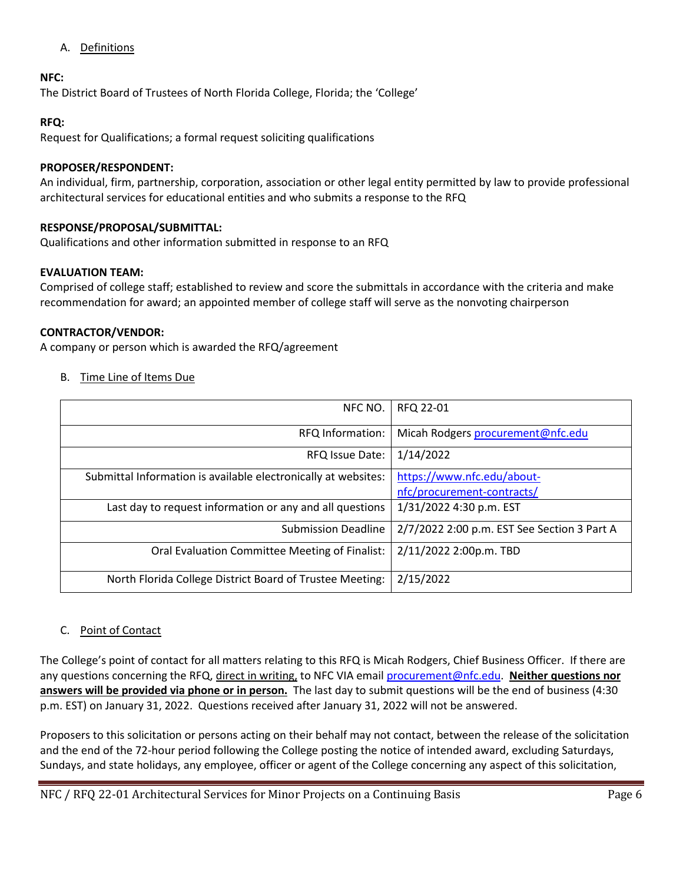## A. Definitions

**NFC:**
The District Board of Trustees of North Florida College, Florida; the 'College'

**RFQ:**
Request for Qualifications; a formal request soliciting qualifications

**PROPOSER/RESPONDENT:**
An individual, firm, partnership, corporation, association or other legal entity permitted by law to provide professional architectural services for educational entities and who submits a response to the RFQ

**RESPONSE/PROPOSAL/SUBMITTAL:**
Qualifications and other information submitted in response to an RFQ

**EVALUATION TEAM:**
Comprised of college staff; established to review and score the submittals in accordance with the criteria and make recommendation for award; an appointed member of college staff will serve as the nonvoting chairperson

**CONTRACTOR/VENDOR:**
A company or person which is awarded the RFQ/agreement

## B. Time Line of Items Due

| | |
|---:|---|
| NFC NO. | RFQ 22-01 |
| RFQ Information: | Micah Rodgers procurement@nfc.edu |
| RFQ Issue Date: | 1/14/2022 |
| Submittal Information is available electronically at websites: | https://www.nfc.edu/about-nfc/procurement-contracts/ |
| Last day to request information or any and all questions | 1/31/2022 4:30 p.m. EST |
| Submission Deadline | 2/7/2022 2:00 p.m. EST See Section 3 Part A |
| Oral Evaluation Committee Meeting of Finalist: | 2/11/2022 2:00p.m. TBD |
| North Florida College District Board of Trustee Meeting: | 2/15/2022 |

## C. Point of Contact

The College's point of contact for all matters relating to this RFQ is Micah Rodgers, Chief Business Officer. If there are any questions concerning the RFQ, direct in writing, to NFC VIA email procurement@nfc.edu. **Neither questions nor answers will be provided via phone or in person.** The last day to submit questions will be the end of business (4:30 p.m. EST) on January 31, 2022. Questions received after January 31, 2022 will not be answered.

Proposers to this solicitation or persons acting on their behalf may not contact, between the release of the solicitation and the end of the 72-hour period following the College posting the notice of intended award, excluding Saturdays, Sundays, and state holidays, any employee, officer or agent of the College concerning any aspect of this solicitation,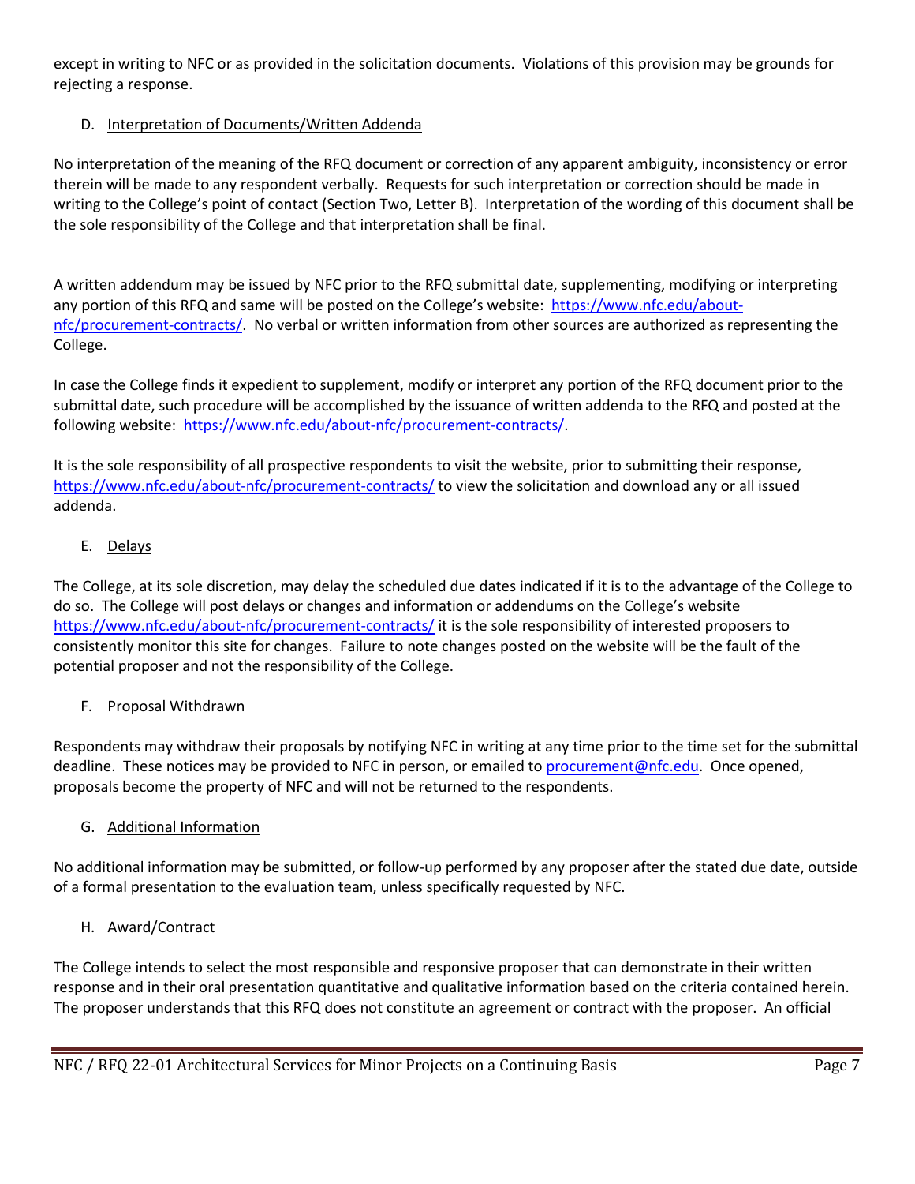except in writing to NFC or as provided in the solicitation documents. Violations of this provision may be grounds for rejecting a response.

D. Interpretation of Documents/Written Addenda

No interpretation of the meaning of the RFQ document or correction of any apparent ambiguity, inconsistency or error therein will be made to any respondent verbally. Requests for such interpretation or correction should be made in writing to the College's point of contact (Section Two, Letter B). Interpretation of the wording of this document shall be the sole responsibility of the College and that interpretation shall be final.

A written addendum may be issued by NFC prior to the RFQ submittal date, supplementing, modifying or interpreting any portion of this RFQ and same will be posted on the College's website: https://www.nfc.edu/about-nfc/procurement-contracts/. No verbal or written information from other sources are authorized as representing the College.

In case the College finds it expedient to supplement, modify or interpret any portion of the RFQ document prior to the submittal date, such procedure will be accomplished by the issuance of written addenda to the RFQ and posted at the following website: https://www.nfc.edu/about-nfc/procurement-contracts/.

It is the sole responsibility of all prospective respondents to visit the website, prior to submitting their response, https://www.nfc.edu/about-nfc/procurement-contracts/ to view the solicitation and download any or all issued addenda.

E. Delays

The College, at its sole discretion, may delay the scheduled due dates indicated if it is to the advantage of the College to do so. The College will post delays or changes and information or addendums on the College's website https://www.nfc.edu/about-nfc/procurement-contracts/ it is the sole responsibility of interested proposers to consistently monitor this site for changes. Failure to note changes posted on the website will be the fault of the potential proposer and not the responsibility of the College.

F. Proposal Withdrawn

Respondents may withdraw their proposals by notifying NFC in writing at any time prior to the time set for the submittal deadline. These notices may be provided to NFC in person, or emailed to procurement@nfc.edu. Once opened, proposals become the property of NFC and will not be returned to the respondents.

G. Additional Information

No additional information may be submitted, or follow-up performed by any proposer after the stated due date, outside of a formal presentation to the evaluation team, unless specifically requested by NFC.

H. Award/Contract

The College intends to select the most responsible and responsive proposer that can demonstrate in their written response and in their oral presentation quantitative and qualitative information based on the criteria contained herein. The proposer understands that this RFQ does not constitute an agreement or contract with the proposer. An official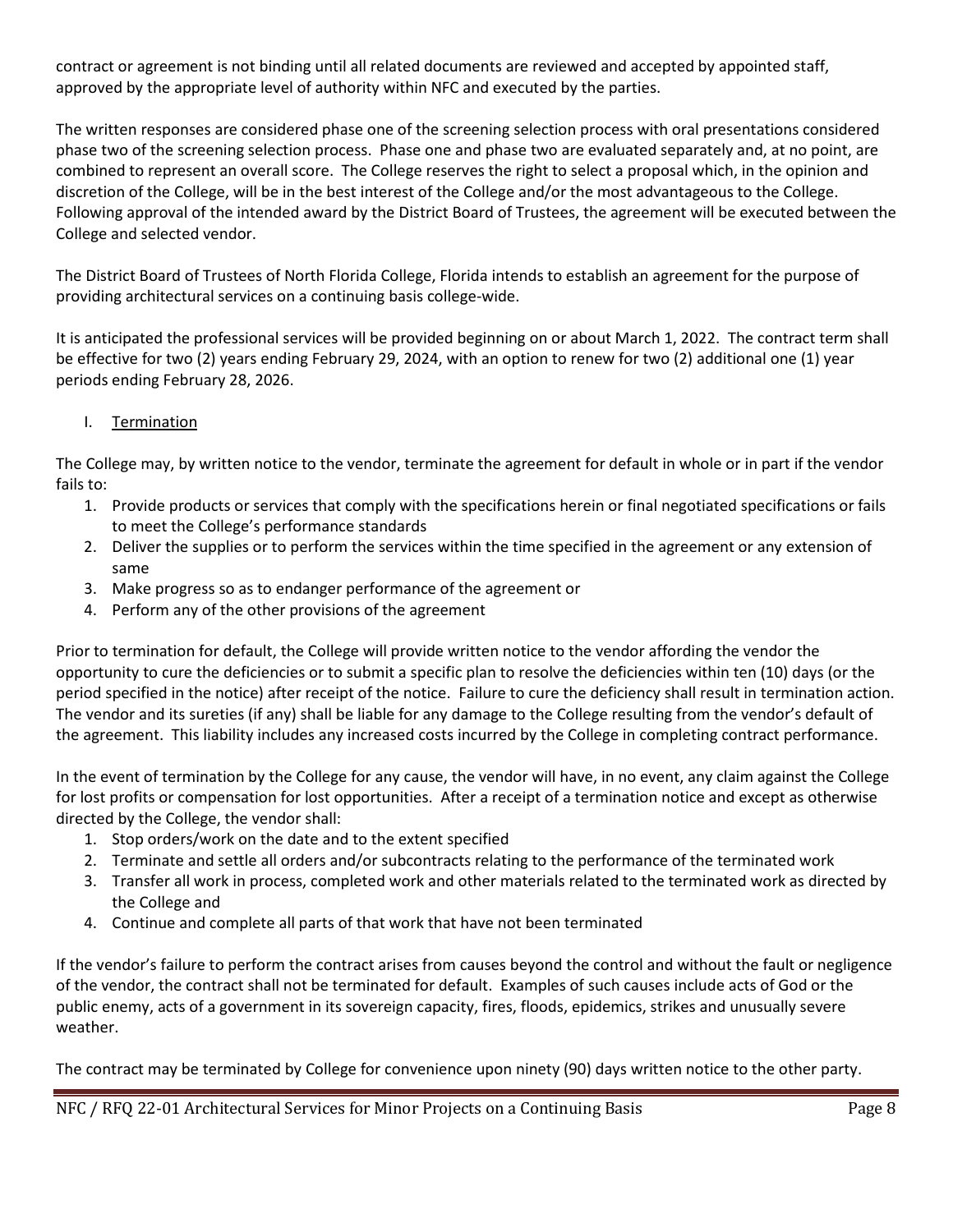contract or agreement is not binding until all related documents are reviewed and accepted by appointed staff, approved by the appropriate level of authority within NFC and executed by the parties.

The written responses are considered phase one of the screening selection process with oral presentations considered phase two of the screening selection process. Phase one and phase two are evaluated separately and, at no point, are combined to represent an overall score. The College reserves the right to select a proposal which, in the opinion and discretion of the College, will be in the best interest of the College and/or the most advantageous to the College. Following approval of the intended award by the District Board of Trustees, the agreement will be executed between the College and selected vendor.

The District Board of Trustees of North Florida College, Florida intends to establish an agreement for the purpose of providing architectural services on a continuing basis college-wide.

It is anticipated the professional services will be provided beginning on or about March 1, 2022. The contract term shall be effective for two (2) years ending February 29, 2024, with an option to renew for two (2) additional one (1) year periods ending February 28, 2026.

I. <u>Termination</u>

The College may, by written notice to the vendor, terminate the agreement for default in whole or in part if the vendor fails to:

1. Provide products or services that comply with the specifications herein or final negotiated specifications or fails to meet the College's performance standards
2. Deliver the supplies or to perform the services within the time specified in the agreement or any extension of same
3. Make progress so as to endanger performance of the agreement or
4. Perform any of the other provisions of the agreement

Prior to termination for default, the College will provide written notice to the vendor affording the vendor the opportunity to cure the deficiencies or to submit a specific plan to resolve the deficiencies within ten (10) days (or the period specified in the notice) after receipt of the notice. Failure to cure the deficiency shall result in termination action. The vendor and its sureties (if any) shall be liable for any damage to the College resulting from the vendor's default of the agreement. This liability includes any increased costs incurred by the College in completing contract performance.

In the event of termination by the College for any cause, the vendor will have, in no event, any claim against the College for lost profits or compensation for lost opportunities. After a receipt of a termination notice and except as otherwise directed by the College, the vendor shall:

1. Stop orders/work on the date and to the extent specified
2. Terminate and settle all orders and/or subcontracts relating to the performance of the terminated work
3. Transfer all work in process, completed work and other materials related to the terminated work as directed by the College and
4. Continue and complete all parts of that work that have not been terminated

If the vendor's failure to perform the contract arises from causes beyond the control and without the fault or negligence of the vendor, the contract shall not be terminated for default. Examples of such causes include acts of God or the public enemy, acts of a government in its sovereign capacity, fires, floods, epidemics, strikes and unusually severe weather.

The contract may be terminated by College for convenience upon ninety (90) days written notice to the other party.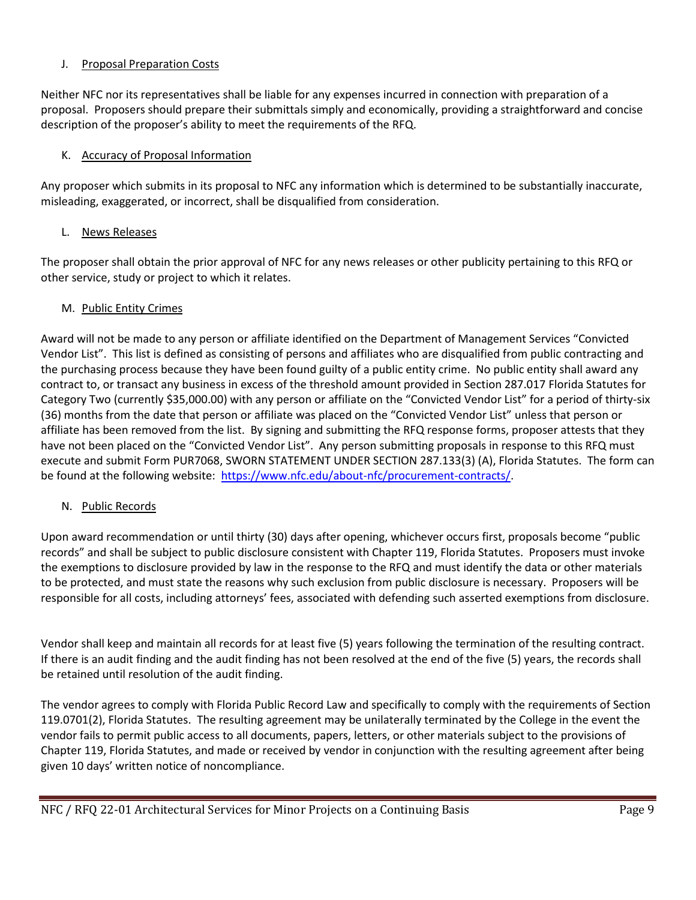### J. Proposal Preparation Costs

Neither NFC nor its representatives shall be liable for any expenses incurred in connection with preparation of a proposal. Proposers should prepare their submittals simply and economically, providing a straightforward and concise description of the proposer's ability to meet the requirements of the RFQ.

### K. Accuracy of Proposal Information

Any proposer which submits in its proposal to NFC any information which is determined to be substantially inaccurate, misleading, exaggerated, or incorrect, shall be disqualified from consideration.

### L. News Releases

The proposer shall obtain the prior approval of NFC for any news releases or other publicity pertaining to this RFQ or other service, study or project to which it relates.

### M. Public Entity Crimes

Award will not be made to any person or affiliate identified on the Department of Management Services "Convicted Vendor List". This list is defined as consisting of persons and affiliates who are disqualified from public contracting and the purchasing process because they have been found guilty of a public entity crime. No public entity shall award any contract to, or transact any business in excess of the threshold amount provided in Section 287.017 Florida Statutes for Category Two (currently $35,000.00) with any person or affiliate on the "Convicted Vendor List" for a period of thirty-six (36) months from the date that person or affiliate was placed on the "Convicted Vendor List" unless that person or affiliate has been removed from the list. By signing and submitting the RFQ response forms, proposer attests that they have not been placed on the "Convicted Vendor List". Any person submitting proposals in response to this RFQ must execute and submit Form PUR7068, SWORN STATEMENT UNDER SECTION 287.133(3) (A), Florida Statutes. The form can be found at the following website: [https://www.nfc.edu/about-nfc/procurement-contracts/](https://www.nfc.edu/about-nfc/procurement-contracts/).

### N. Public Records

Upon award recommendation or until thirty (30) days after opening, whichever occurs first, proposals become "public records" and shall be subject to public disclosure consistent with Chapter 119, Florida Statutes. Proposers must invoke the exemptions to disclosure provided by law in the response to the RFQ and must identify the data or other materials to be protected, and must state the reasons why such exclusion from public disclosure is necessary. Proposers will be responsible for all costs, including attorneys' fees, associated with defending such asserted exemptions from disclosure.

Vendor shall keep and maintain all records for at least five (5) years following the termination of the resulting contract. If there is an audit finding and the audit finding has not been resolved at the end of the five (5) years, the records shall be retained until resolution of the audit finding.

The vendor agrees to comply with Florida Public Record Law and specifically to comply with the requirements of Section 119.0701(2), Florida Statutes. The resulting agreement may be unilaterally terminated by the College in the event the vendor fails to permit public access to all documents, papers, letters, or other materials subject to the provisions of Chapter 119, Florida Statutes, and made or received by vendor in conjunction with the resulting agreement after being given 10 days' written notice of noncompliance.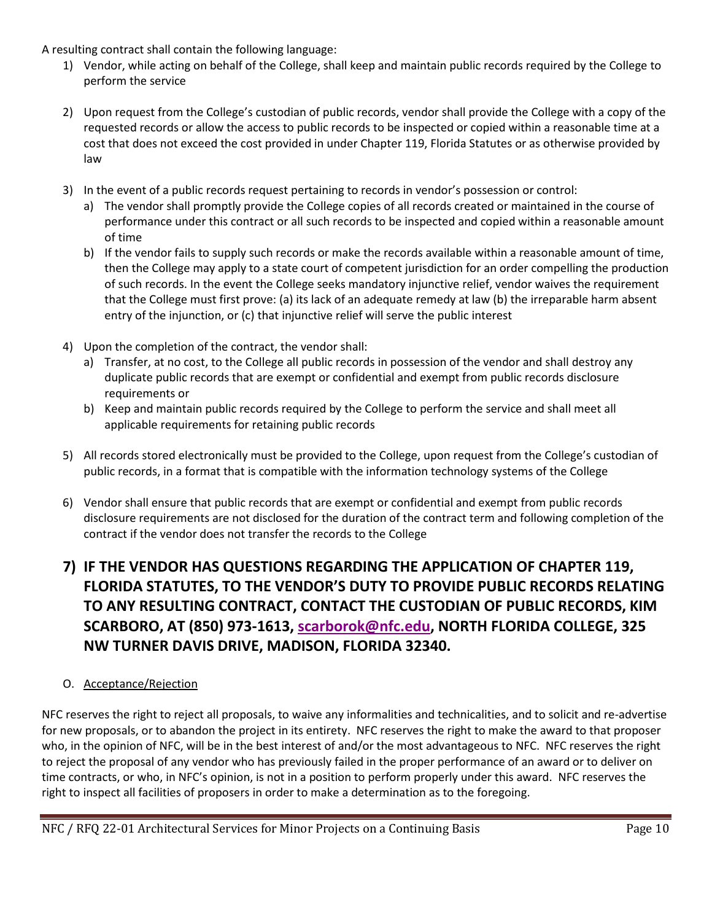A resulting contract shall contain the following language:

1) Vendor, while acting on behalf of the College, shall keep and maintain public records required by the College to perform the service

2) Upon request from the College's custodian of public records, vendor shall provide the College with a copy of the requested records or allow the access to public records to be inspected or copied within a reasonable time at a cost that does not exceed the cost provided in under Chapter 119, Florida Statutes or as otherwise provided by law

3) In the event of a public records request pertaining to records in vendor's possession or control:
   a) The vendor shall promptly provide the College copies of all records created or maintained in the course of performance under this contract or all such records to be inspected and copied within a reasonable amount of time
   b) If the vendor fails to supply such records or make the records available within a reasonable amount of time, then the College may apply to a state court of competent jurisdiction for an order compelling the production of such records. In the event the College seeks mandatory injunctive relief, vendor waives the requirement that the College must first prove: (a) its lack of an adequate remedy at law (b) the irreparable harm absent entry of the injunction, or (c) that injunctive relief will serve the public interest

4) Upon the completion of the contract, the vendor shall:
   a) Transfer, at no cost, to the College all public records in possession of the vendor and shall destroy any duplicate public records that are exempt or confidential and exempt from public records disclosure requirements or
   b) Keep and maintain public records required by the College to perform the service and shall meet all applicable requirements for retaining public records

5) All records stored electronically must be provided to the College, upon request from the College's custodian of public records, in a format that is compatible with the information technology systems of the College

6) Vendor shall ensure that public records that are exempt or confidential and exempt from public records disclosure requirements are not disclosed for the duration of the contract term and following completion of the contract if the vendor does not transfer the records to the College

7) **IF THE VENDOR HAS QUESTIONS REGARDING THE APPLICATION OF CHAPTER 119, FLORIDA STATUTES, TO THE VENDOR'S DUTY TO PROVIDE PUBLIC RECORDS RELATING TO ANY RESULTING CONTRACT, CONTACT THE CUSTODIAN OF PUBLIC RECORDS, KIM SCARBORO, AT (850) 973-1613, scarborok@nfc.edu, NORTH FLORIDA COLLEGE, 325 NW TURNER DAVIS DRIVE, MADISON, FLORIDA 32340.**

O. Acceptance/Rejection

NFC reserves the right to reject all proposals, to waive any informalities and technicalities, and to solicit and re-advertise for new proposals, or to abandon the project in its entirety. NFC reserves the right to make the award to that proposer who, in the opinion of NFC, will be in the best interest of and/or the most advantageous to NFC. NFC reserves the right to reject the proposal of any vendor who has previously failed in the proper performance of an award or to deliver on time contracts, or who, in NFC's opinion, is not in a position to perform properly under this award. NFC reserves the right to inspect all facilities of proposers in order to make a determination as to the foregoing.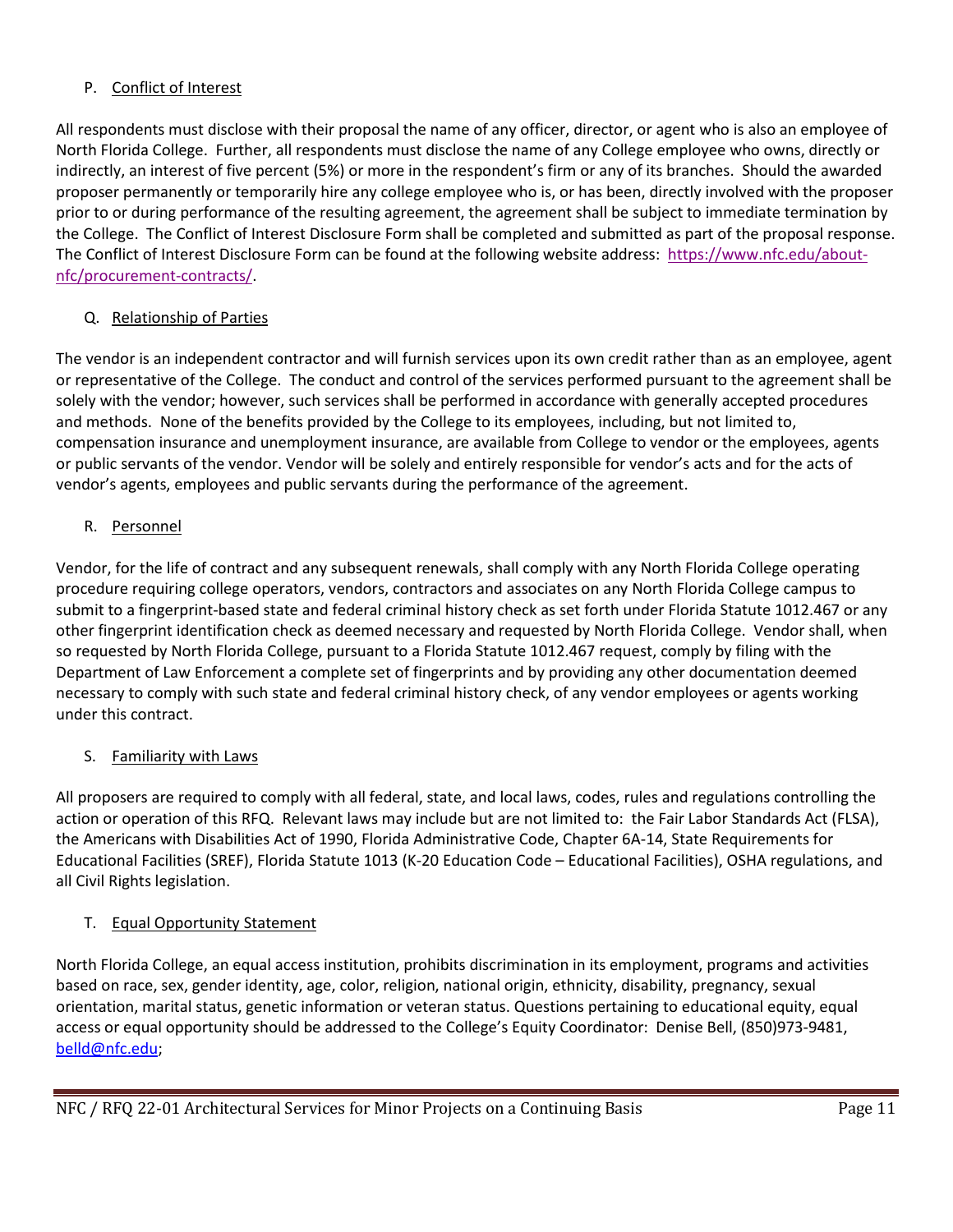P. Conflict of Interest

All respondents must disclose with their proposal the name of any officer, director, or agent who is also an employee of North Florida College. Further, all respondents must disclose the name of any College employee who owns, directly or indirectly, an interest of five percent (5%) or more in the respondent's firm or any of its branches. Should the awarded proposer permanently or temporarily hire any college employee who is, or has been, directly involved with the proposer prior to or during performance of the resulting agreement, the agreement shall be subject to immediate termination by the College. The Conflict of Interest Disclosure Form shall be completed and submitted as part of the proposal response. The Conflict of Interest Disclosure Form can be found at the following website address: https://www.nfc.edu/about-nfc/procurement-contracts/.

Q. Relationship of Parties

The vendor is an independent contractor and will furnish services upon its own credit rather than as an employee, agent or representative of the College. The conduct and control of the services performed pursuant to the agreement shall be solely with the vendor; however, such services shall be performed in accordance with generally accepted procedures and methods. None of the benefits provided by the College to its employees, including, but not limited to, compensation insurance and unemployment insurance, are available from College to vendor or the employees, agents or public servants of the vendor. Vendor will be solely and entirely responsible for vendor's acts and for the acts of vendor's agents, employees and public servants during the performance of the agreement.

R. Personnel

Vendor, for the life of contract and any subsequent renewals, shall comply with any North Florida College operating procedure requiring college operators, vendors, contractors and associates on any North Florida College campus to submit to a fingerprint-based state and federal criminal history check as set forth under Florida Statute 1012.467 or any other fingerprint identification check as deemed necessary and requested by North Florida College. Vendor shall, when so requested by North Florida College, pursuant to a Florida Statute 1012.467 request, comply by filing with the Department of Law Enforcement a complete set of fingerprints and by providing any other documentation deemed necessary to comply with such state and federal criminal history check, of any vendor employees or agents working under this contract.

S. Familiarity with Laws

All proposers are required to comply with all federal, state, and local laws, codes, rules and regulations controlling the action or operation of this RFQ. Relevant laws may include but are not limited to: the Fair Labor Standards Act (FLSA), the Americans with Disabilities Act of 1990, Florida Administrative Code, Chapter 6A-14, State Requirements for Educational Facilities (SREF), Florida Statute 1013 (K-20 Education Code – Educational Facilities), OSHA regulations, and all Civil Rights legislation.

T. Equal Opportunity Statement

North Florida College, an equal access institution, prohibits discrimination in its employment, programs and activities based on race, sex, gender identity, age, color, religion, national origin, ethnicity, disability, pregnancy, sexual orientation, marital status, genetic information or veteran status. Questions pertaining to educational equity, equal access or equal opportunity should be addressed to the College's Equity Coordinator: Denise Bell, (850)973-9481, belld@nfc.edu;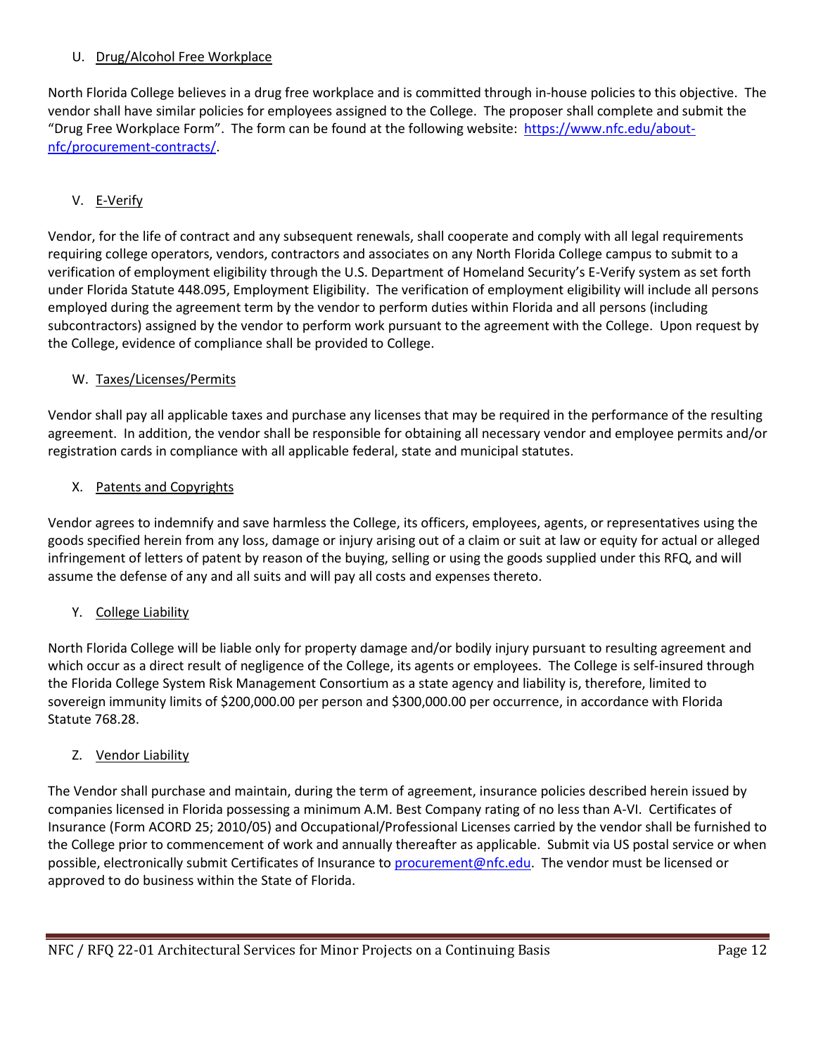### U. Drug/Alcohol Free Workplace

North Florida College believes in a drug free workplace and is committed through in-house policies to this objective. The vendor shall have similar policies for employees assigned to the College. The proposer shall complete and submit the "Drug Free Workplace Form". The form can be found at the following website: [https://www.nfc.edu/about-nfc/procurement-contracts/](https://www.nfc.edu/about-nfc/procurement-contracts/).

### V. E-Verify

Vendor, for the life of contract and any subsequent renewals, shall cooperate and comply with all legal requirements requiring college operators, vendors, contractors and associates on any North Florida College campus to submit to a verification of employment eligibility through the U.S. Department of Homeland Security's E-Verify system as set forth under Florida Statute 448.095, Employment Eligibility. The verification of employment eligibility will include all persons employed during the agreement term by the vendor to perform duties within Florida and all persons (including subcontractors) assigned by the vendor to perform work pursuant to the agreement with the College. Upon request by the College, evidence of compliance shall be provided to College.

### W. Taxes/Licenses/Permits

Vendor shall pay all applicable taxes and purchase any licenses that may be required in the performance of the resulting agreement. In addition, the vendor shall be responsible for obtaining all necessary vendor and employee permits and/or registration cards in compliance with all applicable federal, state and municipal statutes.

### X. Patents and Copyrights

Vendor agrees to indemnify and save harmless the College, its officers, employees, agents, or representatives using the goods specified herein from any loss, damage or injury arising out of a claim or suit at law or equity for actual or alleged infringement of letters of patent by reason of the buying, selling or using the goods supplied under this RFQ, and will assume the defense of any and all suits and will pay all costs and expenses thereto.

### Y. College Liability

North Florida College will be liable only for property damage and/or bodily injury pursuant to resulting agreement and which occur as a direct result of negligence of the College, its agents or employees. The College is self-insured through the Florida College System Risk Management Consortium as a state agency and liability is, therefore, limited to sovereign immunity limits of $200,000.00 per person and $300,000.00 per occurrence, in accordance with Florida Statute 768.28.

### Z. Vendor Liability

The Vendor shall purchase and maintain, during the term of agreement, insurance policies described herein issued by companies licensed in Florida possessing a minimum A.M. Best Company rating of no less than A-VI. Certificates of Insurance (Form ACORD 25; 2010/05) and Occupational/Professional Licenses carried by the vendor shall be furnished to the College prior to commencement of work and annually thereafter as applicable. Submit via US postal service or when possible, electronically submit Certificates of Insurance to [procurement@nfc.edu](mailto:procurement@nfc.edu). The vendor must be licensed or approved to do business within the State of Florida.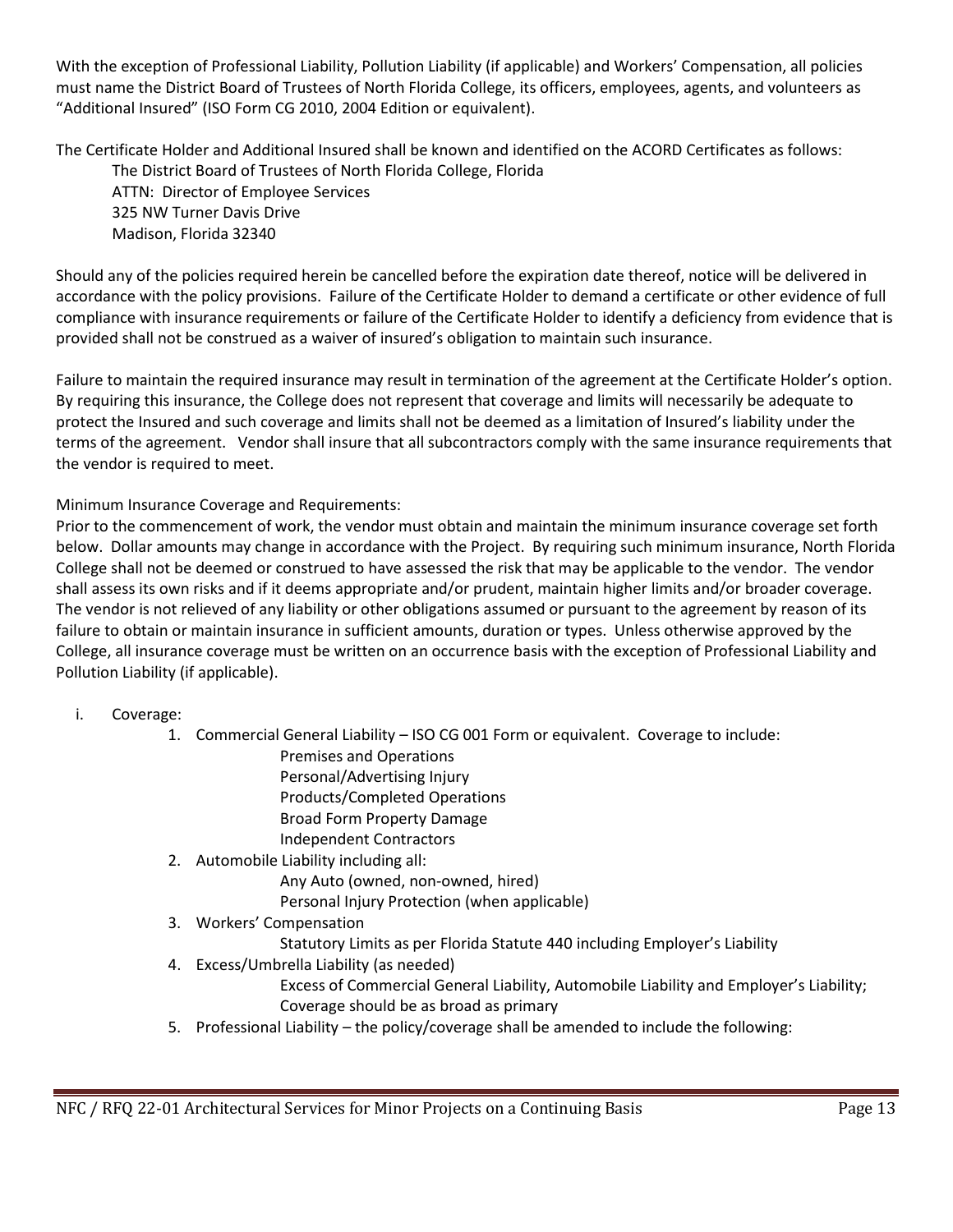With the exception of Professional Liability, Pollution Liability (if applicable) and Workers' Compensation, all policies must name the District Board of Trustees of North Florida College, its officers, employees, agents, and volunteers as "Additional Insured" (ISO Form CG 2010, 2004 Edition or equivalent).

The Certificate Holder and Additional Insured shall be known and identified on the ACORD Certificates as follows:

> The District Board of Trustees of North Florida College, Florida
> ATTN: Director of Employee Services
> 325 NW Turner Davis Drive
> Madison, Florida 32340

Should any of the policies required herein be cancelled before the expiration date thereof, notice will be delivered in accordance with the policy provisions. Failure of the Certificate Holder to demand a certificate or other evidence of full compliance with insurance requirements or failure of the Certificate Holder to identify a deficiency from evidence that is provided shall not be construed as a waiver of insured's obligation to maintain such insurance.

Failure to maintain the required insurance may result in termination of the agreement at the Certificate Holder's option. By requiring this insurance, the College does not represent that coverage and limits will necessarily be adequate to protect the Insured and such coverage and limits shall not be deemed as a limitation of Insured's liability under the terms of the agreement. Vendor shall insure that all subcontractors comply with the same insurance requirements that the vendor is required to meet.

Minimum Insurance Coverage and Requirements:
Prior to the commencement of work, the vendor must obtain and maintain the minimum insurance coverage set forth below. Dollar amounts may change in accordance with the Project. By requiring such minimum insurance, North Florida College shall not be deemed or construed to have assessed the risk that may be applicable to the vendor. The vendor shall assess its own risks and if it deems appropriate and/or prudent, maintain higher limits and/or broader coverage. The vendor is not relieved of any liability or other obligations assumed or pursuant to the agreement by reason of its failure to obtain or maintain insurance in sufficient amounts, duration or types. Unless otherwise approved by the College, all insurance coverage must be written on an occurrence basis with the exception of Professional Liability and Pollution Liability (if applicable).

i. Coverage:
   1. Commercial General Liability – ISO CG 001 Form or equivalent. Coverage to include:
      - Premises and Operations
      - Personal/Advertising Injury
      - Products/Completed Operations
      - Broad Form Property Damage
      - Independent Contractors
   2. Automobile Liability including all:
      - Any Auto (owned, non-owned, hired)
      - Personal Injury Protection (when applicable)
   3. Workers' Compensation
      - Statutory Limits as per Florida Statute 440 including Employer's Liability
   4. Excess/Umbrella Liability (as needed)
      - Excess of Commercial General Liability, Automobile Liability and Employer's Liability; Coverage should be as broad as primary
   5. Professional Liability – the policy/coverage shall be amended to include the following: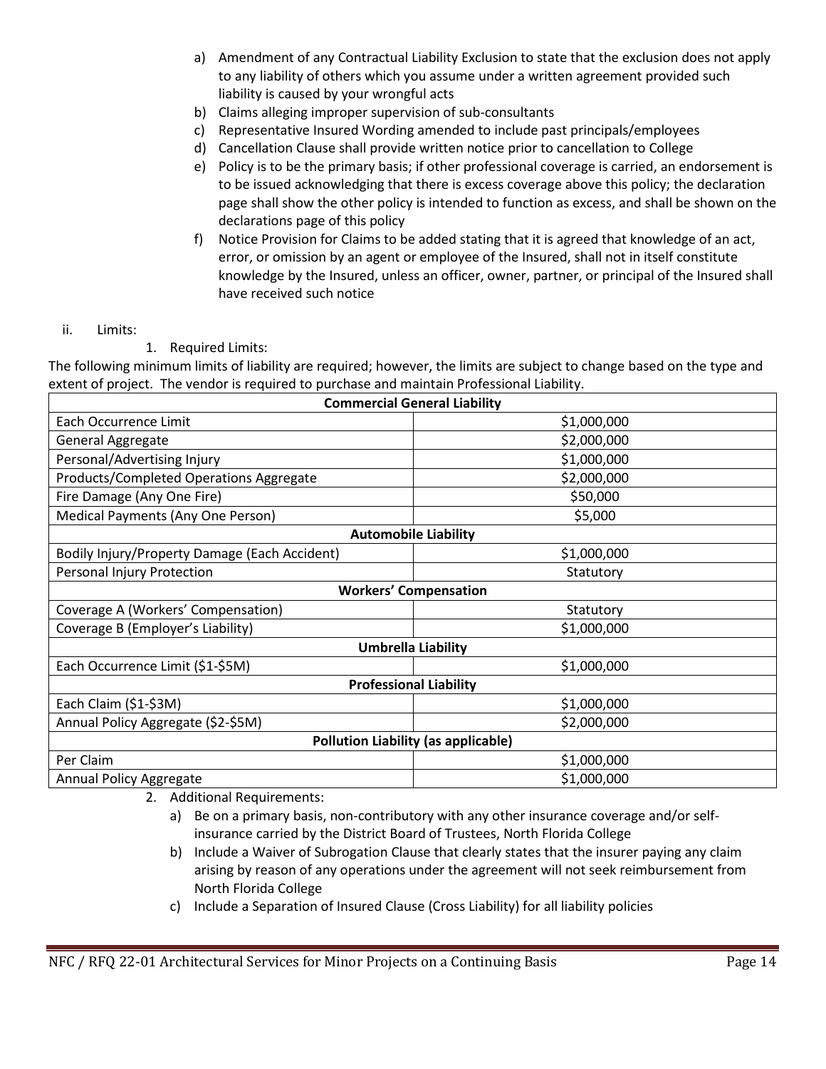a) Amendment of any Contractual Liability Exclusion to state that the exclusion does not apply to any liability of others which you assume under a written agreement provided such liability is caused by your wrongful acts
b) Claims alleging improper supervision of sub-consultants
c) Representative Insured Wording amended to include past principals/employees
d) Cancellation Clause shall provide written notice prior to cancellation to College
e) Policy is to be the primary basis; if other professional coverage is carried, an endorsement is to be issued acknowledging that there is excess coverage above this policy; the declaration page shall show the other policy is intended to function as excess, and shall be shown on the declarations page of this policy
f) Notice Provision for Claims to be added stating that it is agreed that knowledge of an act, error, or omission by an agent or employee of the Insured, shall not in itself constitute knowledge by the Insured, unless an officer, owner, partner, or principal of the Insured shall have received such notice

ii. Limits:

1. Required Limits:

The following minimum limits of liability are required; however, the limits are subject to change based on the type and extent of project. The vendor is required to purchase and maintain Professional Liability.

| **Commercial General Liability** | |
|---|---|
| Each Occurrence Limit | $1,000,000 |
| General Aggregate | $2,000,000 |
| Personal/Advertising Injury | $1,000,000 |
| Products/Completed Operations Aggregate | $2,000,000 |
| Fire Damage (Any One Fire) | $50,000 |
| Medical Payments (Any One Person) | $5,000 |
| **Automobile Liability** | |
| Bodily Injury/Property Damage (Each Accident) | $1,000,000 |
| Personal Injury Protection | Statutory |
| **Workers' Compensation** | |
| Coverage A (Workers' Compensation) | Statutory |
| Coverage B (Employer's Liability) | $1,000,000 |
| **Umbrella Liability** | |
| Each Occurrence Limit ($1-$5M) | $1,000,000 |
| **Professional Liability** | |
| Each Claim ($1-$3M) | $1,000,000 |
| Annual Policy Aggregate ($2-$5M) | $2,000,000 |
| **Pollution Liability (as applicable)** | |
| Per Claim | $1,000,000 |
| Annual Policy Aggregate | $1,000,000 |

2. Additional Requirements:

a) Be on a primary basis, non-contributory with any other insurance coverage and/or self-insurance carried by the District Board of Trustees, North Florida College
b) Include a Waiver of Subrogation Clause that clearly states that the insurer paying any claim arising by reason of any operations under the agreement will not seek reimbursement from North Florida College
c) Include a Separation of Insured Clause (Cross Liability) for all liability policies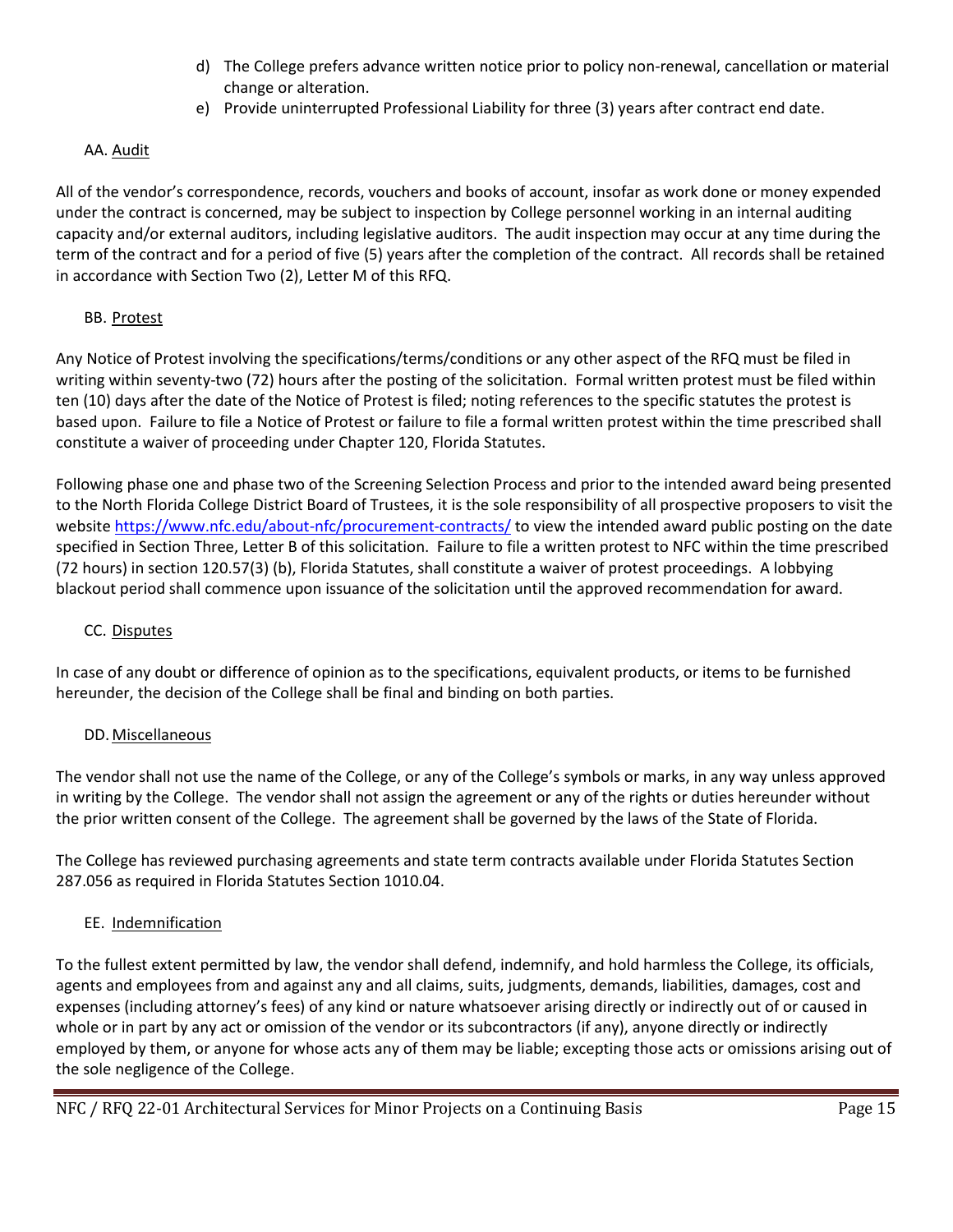d) The College prefers advance written notice prior to policy non-renewal, cancellation or material change or alteration.
e) Provide uninterrupted Professional Liability for three (3) years after contract end date.

AA. Audit

All of the vendor's correspondence, records, vouchers and books of account, insofar as work done or money expended under the contract is concerned, may be subject to inspection by College personnel working in an internal auditing capacity and/or external auditors, including legislative auditors. The audit inspection may occur at any time during the term of the contract and for a period of five (5) years after the completion of the contract. All records shall be retained in accordance with Section Two (2), Letter M of this RFQ.

BB. Protest

Any Notice of Protest involving the specifications/terms/conditions or any other aspect of the RFQ must be filed in writing within seventy-two (72) hours after the posting of the solicitation. Formal written protest must be filed within ten (10) days after the date of the Notice of Protest is filed; noting references to the specific statutes the protest is based upon. Failure to file a Notice of Protest or failure to file a formal written protest within the time prescribed shall constitute a waiver of proceeding under Chapter 120, Florida Statutes.

Following phase one and phase two of the Screening Selection Process and prior to the intended award being presented to the North Florida College District Board of Trustees, it is the sole responsibility of all prospective proposers to visit the website https://www.nfc.edu/about-nfc/procurement-contracts/ to view the intended award public posting on the date specified in Section Three, Letter B of this solicitation. Failure to file a written protest to NFC within the time prescribed (72 hours) in section 120.57(3) (b), Florida Statutes, shall constitute a waiver of protest proceedings. A lobbying blackout period shall commence upon issuance of the solicitation until the approved recommendation for award.

CC. Disputes

In case of any doubt or difference of opinion as to the specifications, equivalent products, or items to be furnished hereunder, the decision of the College shall be final and binding on both parties.

DD. Miscellaneous

The vendor shall not use the name of the College, or any of the College's symbols or marks, in any way unless approved in writing by the College. The vendor shall not assign the agreement or any of the rights or duties hereunder without the prior written consent of the College. The agreement shall be governed by the laws of the State of Florida.

The College has reviewed purchasing agreements and state term contracts available under Florida Statutes Section 287.056 as required in Florida Statutes Section 1010.04.

EE. Indemnification

To the fullest extent permitted by law, the vendor shall defend, indemnify, and hold harmless the College, its officials, agents and employees from and against any and all claims, suits, judgments, demands, liabilities, damages, cost and expenses (including attorney's fees) of any kind or nature whatsoever arising directly or indirectly out of or caused in whole or in part by any act or omission of the vendor or its subcontractors (if any), anyone directly or indirectly employed by them, or anyone for whose acts any of them may be liable; excepting those acts or omissions arising out of the sole negligence of the College.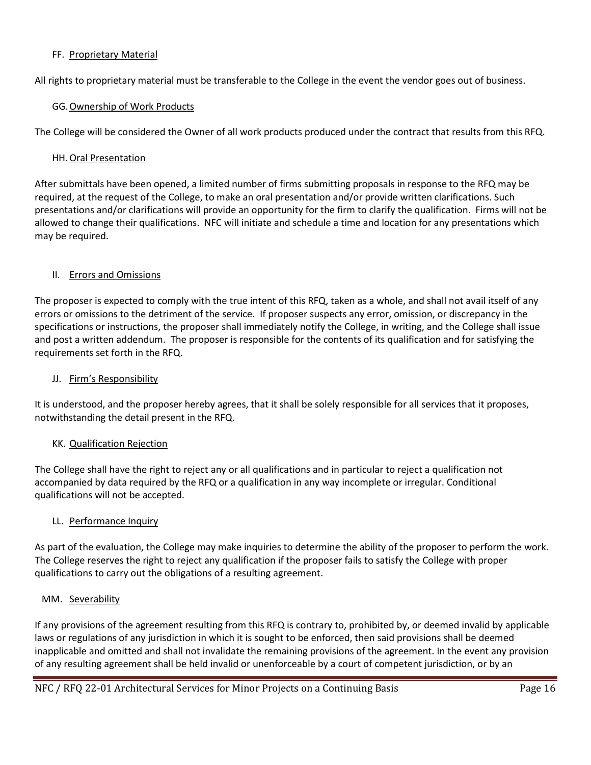FF. Proprietary Material

All rights to proprietary material must be transferable to the College in the event the vendor goes out of business.

GG. Ownership of Work Products

The College will be considered the Owner of all work products produced under the contract that results from this RFQ.

HH. Oral Presentation

After submittals have been opened, a limited number of firms submitting proposals in response to the RFQ may be required, at the request of the College, to make an oral presentation and/or provide written clarifications. Such presentations and/or clarifications will provide an opportunity for the firm to clarify the qualification. Firms will not be allowed to change their qualifications. NFC will initiate and schedule a time and location for any presentations which may be required.

II. Errors and Omissions

The proposer is expected to comply with the true intent of this RFQ, taken as a whole, and shall not avail itself of any errors or omissions to the detriment of the service. If proposer suspects any error, omission, or discrepancy in the specifications or instructions, the proposer shall immediately notify the College, in writing, and the College shall issue and post a written addendum. The proposer is responsible for the contents of its qualification and for satisfying the requirements set forth in the RFQ.

JJ. Firm's Responsibility

It is understood, and the proposer hereby agrees, that it shall be solely responsible for all services that it proposes, notwithstanding the detail present in the RFQ.

KK. Qualification Rejection

The College shall have the right to reject any or all qualifications and in particular to reject a qualification not accompanied by data required by the RFQ or a qualification in any way incomplete or irregular. Conditional qualifications will not be accepted.

LL. Performance Inquiry

As part of the evaluation, the College may make inquiries to determine the ability of the proposer to perform the work. The College reserves the right to reject any qualification if the proposer fails to satisfy the College with proper qualifications to carry out the obligations of a resulting agreement.

MM. Severability

If any provisions of the agreement resulting from this RFQ is contrary to, prohibited by, or deemed invalid by applicable laws or regulations of any jurisdiction in which it is sought to be enforced, then said provisions shall be deemed inapplicable and omitted and shall not invalidate the remaining provisions of the agreement. In the event any provision of any resulting agreement shall be held invalid or unenforceable by a court of competent jurisdiction, or by an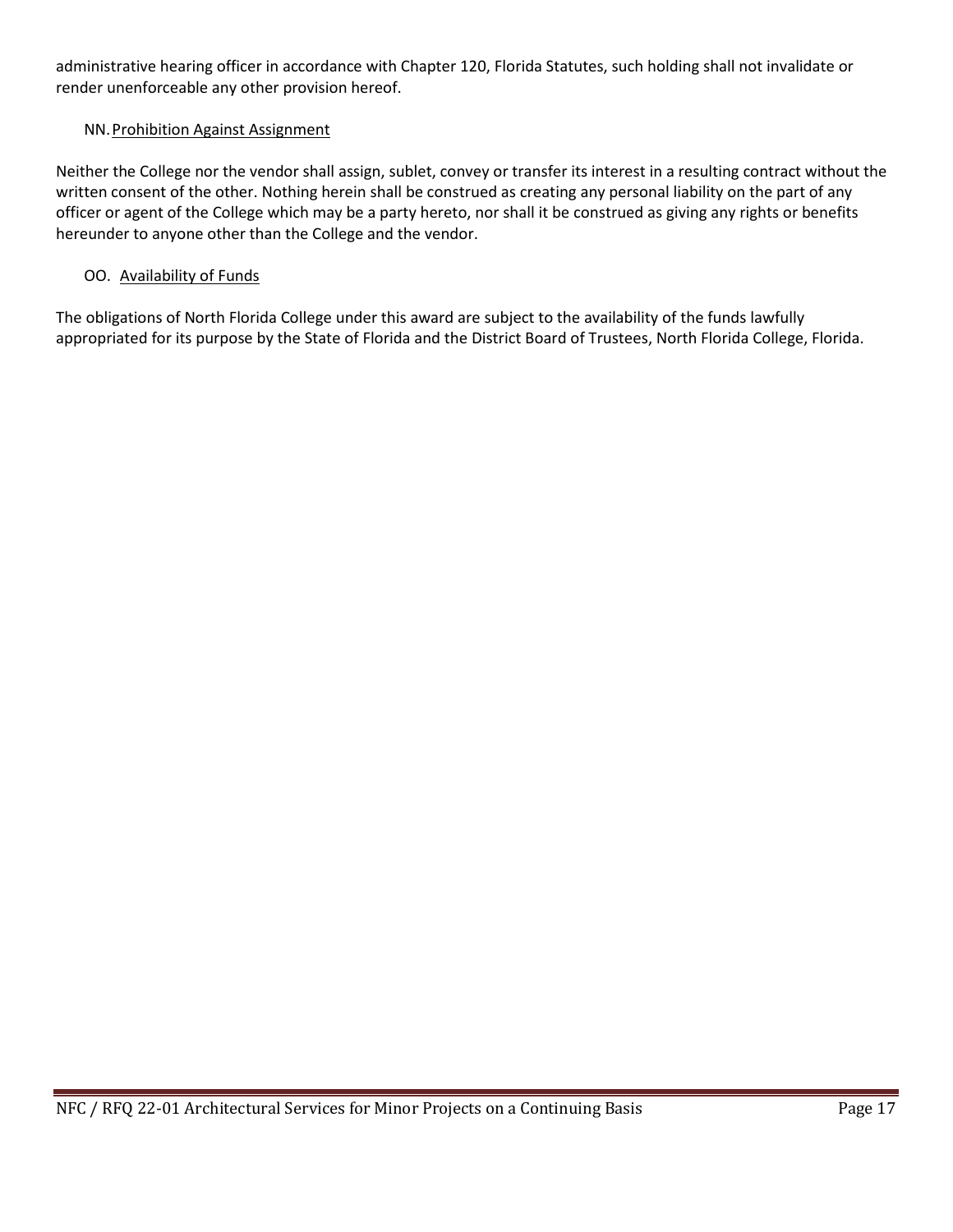administrative hearing officer in accordance with Chapter 120, Florida Statutes, such holding shall not invalidate or render unenforceable any other provision hereof.

NN. Prohibition Against Assignment

Neither the College nor the vendor shall assign, sublet, convey or transfer its interest in a resulting contract without the written consent of the other. Nothing herein shall be construed as creating any personal liability on the part of any officer or agent of the College which may be a party hereto, nor shall it be construed as giving any rights or benefits hereunder to anyone other than the College and the vendor.

OO. Availability of Funds

The obligations of North Florida College under this award are subject to the availability of the funds lawfully appropriated for its purpose by the State of Florida and the District Board of Trustees, North Florida College, Florida.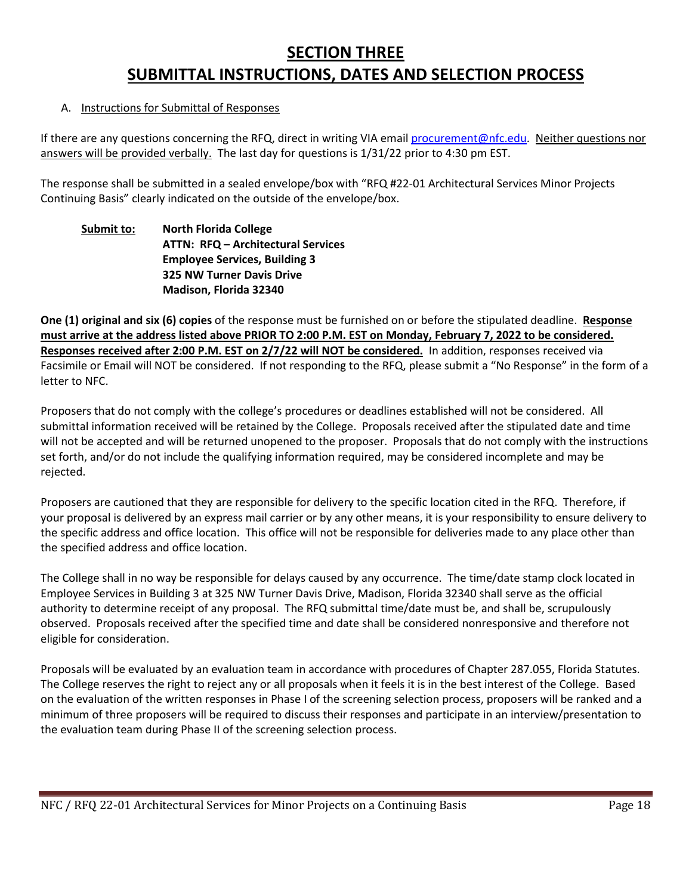# SECTION THREE
# SUBMITTAL INSTRUCTIONS, DATES AND SELECTION PROCESS

A. Instructions for Submittal of Responses

If there are any questions concerning the RFQ, direct in writing VIA email procurement@nfc.edu. Neither questions nor answers will be provided verbally. The last day for questions is 1/31/22 prior to 4:30 pm EST.

The response shall be submitted in a sealed envelope/box with "RFQ #22-01 Architectural Services Minor Projects Continuing Basis" clearly indicated on the outside of the envelope/box.

**Submit to:** **North Florida College**
**ATTN: RFQ – Architectural Services**
**Employee Services, Building 3**
**325 NW Turner Davis Drive**
**Madison, Florida 32340**

**One (1) original and six (6) copies** of the response must be furnished on or before the stipulated deadline. **Response must arrive at the address listed above PRIOR TO 2:00 P.M. EST on Monday, February 7, 2022 to be considered. Responses received after 2:00 P.M. EST on 2/7/22 will NOT be considered.** In addition, responses received via Facsimile or Email will NOT be considered. If not responding to the RFQ, please submit a "No Response" in the form of a letter to NFC.

Proposers that do not comply with the college's procedures or deadlines established will not be considered. All submittal information received will be retained by the College. Proposals received after the stipulated date and time will not be accepted and will be returned unopened to the proposer. Proposals that do not comply with the instructions set forth, and/or do not include the qualifying information required, may be considered incomplete and may be rejected.

Proposers are cautioned that they are responsible for delivery to the specific location cited in the RFQ. Therefore, if your proposal is delivered by an express mail carrier or by any other means, it is your responsibility to ensure delivery to the specific address and office location. This office will not be responsible for deliveries made to any place other than the specified address and office location.

The College shall in no way be responsible for delays caused by any occurrence. The time/date stamp clock located in Employee Services in Building 3 at 325 NW Turner Davis Drive, Madison, Florida 32340 shall serve as the official authority to determine receipt of any proposal. The RFQ submittal time/date must be, and shall be, scrupulously observed. Proposals received after the specified time and date shall be considered nonresponsive and therefore not eligible for consideration.

Proposals will be evaluated by an evaluation team in accordance with procedures of Chapter 287.055, Florida Statutes. The College reserves the right to reject any or all proposals when it feels it is in the best interest of the College. Based on the evaluation of the written responses in Phase I of the screening selection process, proposers will be ranked and a minimum of three proposers will be required to discuss their responses and participate in an interview/presentation to the evaluation team during Phase II of the screening selection process.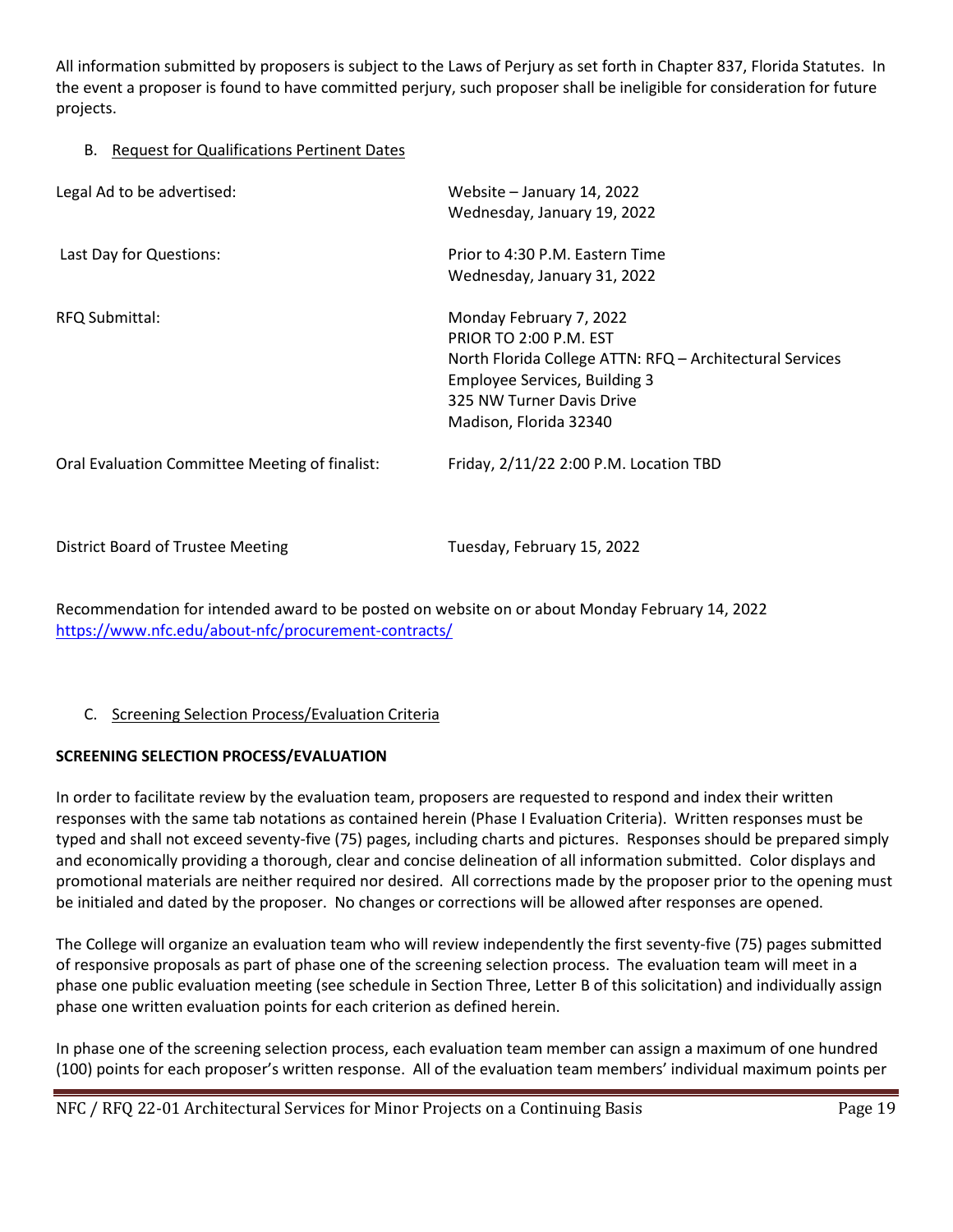All information submitted by proposers is subject to the Laws of Perjury as set forth in Chapter 837, Florida Statutes. In the event a proposer is found to have committed perjury, such proposer shall be ineligible for consideration for future projects.

B. Request for Qualifications Pertinent Dates

| | |
|---|---|
| Legal Ad to be advertised: | Website – January 14, 2022<br>Wednesday, January 19, 2022 |
| Last Day for Questions: | Prior to 4:30 P.M. Eastern Time<br>Wednesday, January 31, 2022 |
| RFQ Submittal: | Monday February 7, 2022<br>PRIOR TO 2:00 P.M. EST<br>North Florida College ATTN: RFQ – Architectural Services<br>Employee Services, Building 3<br>325 NW Turner Davis Drive<br>Madison, Florida 32340 |
| Oral Evaluation Committee Meeting of finalist: | Friday, 2/11/22 2:00 P.M. Location TBD |
| District Board of Trustee Meeting | Tuesday, February 15, 2022 |

Recommendation for intended award to be posted on website on or about Monday February 14, 2022
https://www.nfc.edu/about-nfc/procurement-contracts/

C. Screening Selection Process/Evaluation Criteria

**SCREENING SELECTION PROCESS/EVALUATION**

In order to facilitate review by the evaluation team, proposers are requested to respond and index their written responses with the same tab notations as contained herein (Phase I Evaluation Criteria). Written responses must be typed and shall not exceed seventy-five (75) pages, including charts and pictures. Responses should be prepared simply and economically providing a thorough, clear and concise delineation of all information submitted. Color displays and promotional materials are neither required nor desired. All corrections made by the proposer prior to the opening must be initialed and dated by the proposer. No changes or corrections will be allowed after responses are opened.

The College will organize an evaluation team who will review independently the first seventy-five (75) pages submitted of responsive proposals as part of phase one of the screening selection process. The evaluation team will meet in a phase one public evaluation meeting (see schedule in Section Three, Letter B of this solicitation) and individually assign phase one written evaluation points for each criterion as defined herein.

In phase one of the screening selection process, each evaluation team member can assign a maximum of one hundred (100) points for each proposer's written response. All of the evaluation team members' individual maximum points per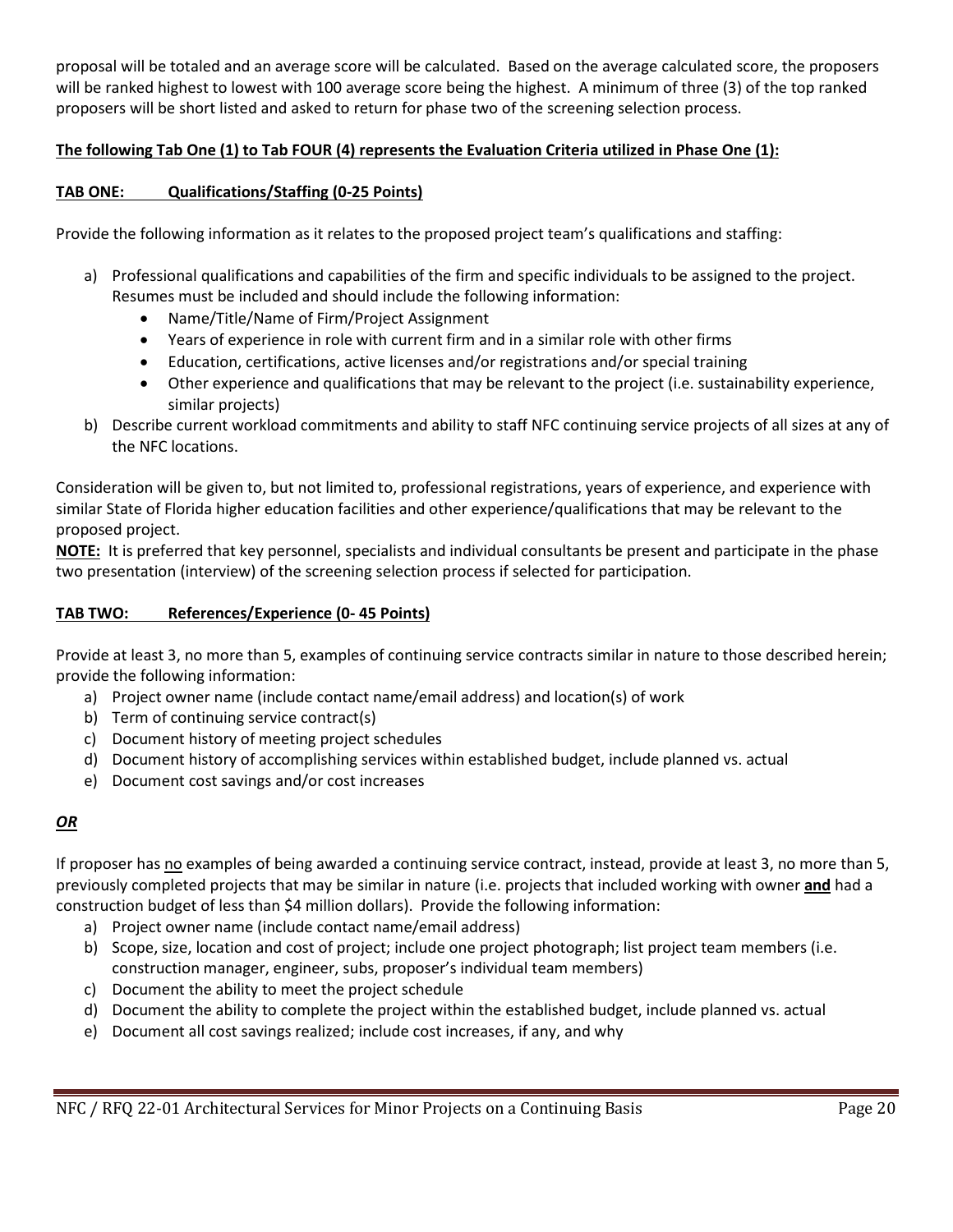proposal will be totaled and an average score will be calculated. Based on the average calculated score, the proposers will be ranked highest to lowest with 100 average score being the highest. A minimum of three (3) of the top ranked proposers will be short listed and asked to return for phase two of the screening selection process.

**The following Tab One (1) to Tab FOUR (4) represents the Evaluation Criteria utilized in Phase One (1):**

**TAB ONE: Qualifications/Staffing (0-25 Points)**

Provide the following information as it relates to the proposed project team's qualifications and staffing:

a) Professional qualifications and capabilities of the firm and specific individuals to be assigned to the project. Resumes must be included and should include the following information:
   - Name/Title/Name of Firm/Project Assignment
   - Years of experience in role with current firm and in a similar role with other firms
   - Education, certifications, active licenses and/or registrations and/or special training
   - Other experience and qualifications that may be relevant to the project (i.e. sustainability experience, similar projects)

b) Describe current workload commitments and ability to staff NFC continuing service projects of all sizes at any of the NFC locations.

Consideration will be given to, but not limited to, professional registrations, years of experience, and experience with similar State of Florida higher education facilities and other experience/qualifications that may be relevant to the proposed project.

**NOTE:** It is preferred that key personnel, specialists and individual consultants be present and participate in the phase two presentation (interview) of the screening selection process if selected for participation.

**TAB TWO: References/Experience (0- 45 Points)**

Provide at least 3, no more than 5, examples of continuing service contracts similar in nature to those described herein; provide the following information:

a) Project owner name (include contact name/email address) and location(s) of work
b) Term of continuing service contract(s)
c) Document history of meeting project schedules
d) Document history of accomplishing services within established budget, include planned vs. actual
e) Document cost savings and/or cost increases

***OR***

If proposer has no examples of being awarded a continuing service contract, instead, provide at least 3, no more than 5, previously completed projects that may be similar in nature (i.e. projects that included working with owner **and** had a construction budget of less than $4 million dollars). Provide the following information:

a) Project owner name (include contact name/email address)
b) Scope, size, location and cost of project; include one project photograph; list project team members (i.e. construction manager, engineer, subs, proposer's individual team members)
c) Document the ability to meet the project schedule
d) Document the ability to complete the project within the established budget, include planned vs. actual
e) Document all cost savings realized; include cost increases, if any, and why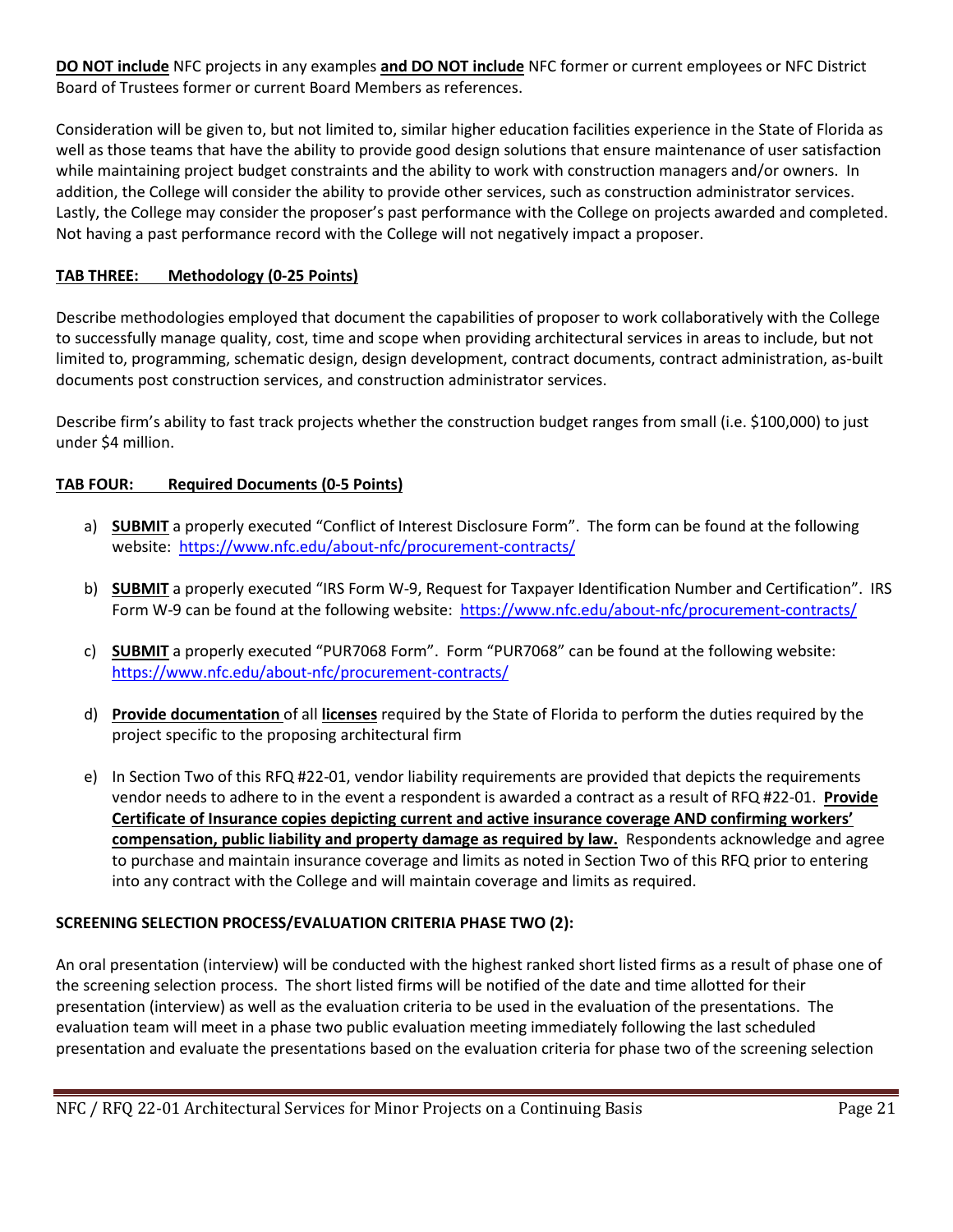**DO NOT include** NFC projects in any examples **and DO NOT include** NFC former or current employees or NFC District Board of Trustees former or current Board Members as references.

Consideration will be given to, but not limited to, similar higher education facilities experience in the State of Florida as well as those teams that have the ability to provide good design solutions that ensure maintenance of user satisfaction while maintaining project budget constraints and the ability to work with construction managers and/or owners. In addition, the College will consider the ability to provide other services, such as construction administrator services. Lastly, the College may consider the proposer's past performance with the College on projects awarded and completed. Not having a past performance record with the College will not negatively impact a proposer.

**TAB THREE: Methodology (0-25 Points)**

Describe methodologies employed that document the capabilities of proposer to work collaboratively with the College to successfully manage quality, cost, time and scope when providing architectural services in areas to include, but not limited to, programming, schematic design, design development, contract documents, contract administration, as-built documents post construction services, and construction administrator services.

Describe firm's ability to fast track projects whether the construction budget ranges from small (i.e. $100,000) to just under $4 million.

**TAB FOUR: Required Documents (0-5 Points)**

a) **SUBMIT** a properly executed "Conflict of Interest Disclosure Form". The form can be found at the following website: https://www.nfc.edu/about-nfc/procurement-contracts/

b) **SUBMIT** a properly executed "IRS Form W-9, Request for Taxpayer Identification Number and Certification". IRS Form W-9 can be found at the following website: https://www.nfc.edu/about-nfc/procurement-contracts/

c) **SUBMIT** a properly executed "PUR7068 Form". Form "PUR7068" can be found at the following website: https://www.nfc.edu/about-nfc/procurement-contracts/

d) **Provide documentation** of all **licenses** required by the State of Florida to perform the duties required by the project specific to the proposing architectural firm

e) In Section Two of this RFQ #22-01, vendor liability requirements are provided that depicts the requirements vendor needs to adhere to in the event a respondent is awarded a contract as a result of RFQ #22-01. **Provide Certificate of Insurance copies depicting current and active insurance coverage AND confirming workers' compensation, public liability and property damage as required by law.** Respondents acknowledge and agree to purchase and maintain insurance coverage and limits as noted in Section Two of this RFQ prior to entering into any contract with the College and will maintain coverage and limits as required.

**SCREENING SELECTION PROCESS/EVALUATION CRITERIA PHASE TWO (2):**

An oral presentation (interview) will be conducted with the highest ranked short listed firms as a result of phase one of the screening selection process. The short listed firms will be notified of the date and time allotted for their presentation (interview) as well as the evaluation criteria to be used in the evaluation of the presentations. The evaluation team will meet in a phase two public evaluation meeting immediately following the last scheduled presentation and evaluate the presentations based on the evaluation criteria for phase two of the screening selection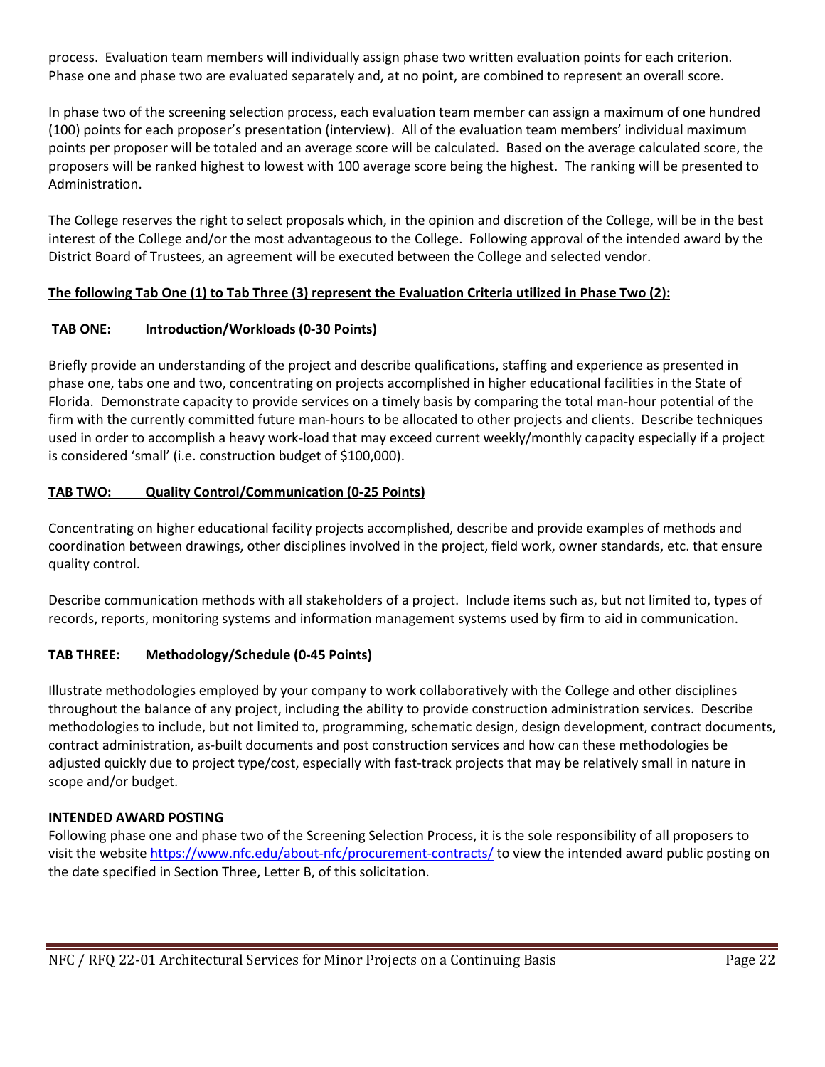process. Evaluation team members will individually assign phase two written evaluation points for each criterion. Phase one and phase two are evaluated separately and, at no point, are combined to represent an overall score.

In phase two of the screening selection process, each evaluation team member can assign a maximum of one hundred (100) points for each proposer's presentation (interview). All of the evaluation team members' individual maximum points per proposer will be totaled and an average score will be calculated. Based on the average calculated score, the proposers will be ranked highest to lowest with 100 average score being the highest. The ranking will be presented to Administration.

The College reserves the right to select proposals which, in the opinion and discretion of the College, will be in the best interest of the College and/or the most advantageous to the College. Following approval of the intended award by the District Board of Trustees, an agreement will be executed between the College and selected vendor.

**The following Tab One (1) to Tab Three (3) represent the Evaluation Criteria utilized in Phase Two (2):**

**TAB ONE: Introduction/Workloads (0-30 Points)**

Briefly provide an understanding of the project and describe qualifications, staffing and experience as presented in phase one, tabs one and two, concentrating on projects accomplished in higher educational facilities in the State of Florida. Demonstrate capacity to provide services on a timely basis by comparing the total man-hour potential of the firm with the currently committed future man-hours to be allocated to other projects and clients. Describe techniques used in order to accomplish a heavy work-load that may exceed current weekly/monthly capacity especially if a project is considered 'small' (i.e. construction budget of $100,000).

**TAB TWO: Quality Control/Communication (0-25 Points)**

Concentrating on higher educational facility projects accomplished, describe and provide examples of methods and coordination between drawings, other disciplines involved in the project, field work, owner standards, etc. that ensure quality control.

Describe communication methods with all stakeholders of a project. Include items such as, but not limited to, types of records, reports, monitoring systems and information management systems used by firm to aid in communication.

**TAB THREE: Methodology/Schedule (0-45 Points)**

Illustrate methodologies employed by your company to work collaboratively with the College and other disciplines throughout the balance of any project, including the ability to provide construction administration services. Describe methodologies to include, but not limited to, programming, schematic design, design development, contract documents, contract administration, as-built documents and post construction services and how can these methodologies be adjusted quickly due to project type/cost, especially with fast-track projects that may be relatively small in nature in scope and/or budget.

**INTENDED AWARD POSTING**

Following phase one and phase two of the Screening Selection Process, it is the sole responsibility of all proposers to visit the website https://www.nfc.edu/about-nfc/procurement-contracts/ to view the intended award public posting on the date specified in Section Three, Letter B, of this solicitation.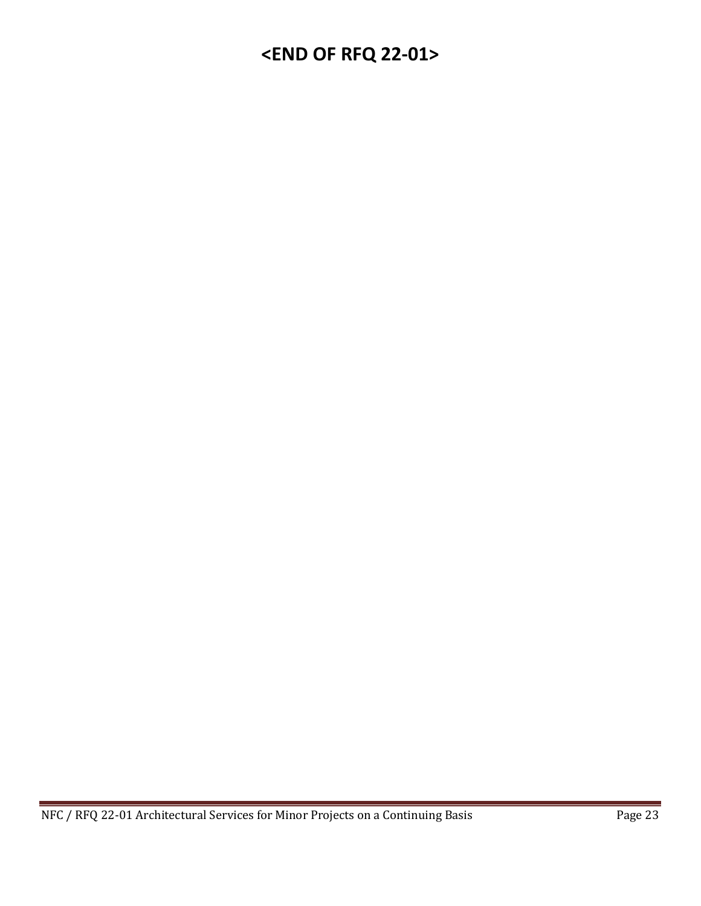# <END OF RFQ 22-01>